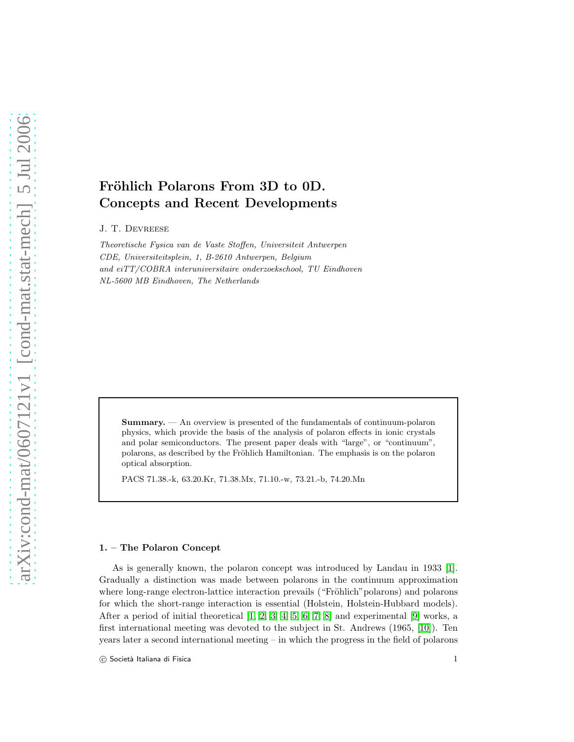# Fröhlich Polarons From 3D to 0D. Concepts and Recent Developments

J. T. Devreese

*Theoretische Fysica van de Vaste Stoffen, Universiteit Antwerpen*
*CDE, Universiteitsplein, 1, B-2610 Antwerpen, Belgium*
*and eiTT/COBRA interuniversitaire onderzoekschool, TU Eindhoven*
*NL-5600 MB Eindhoven, The Netherlands*

**Summary.** — An overview is presented of the fundamentals of continuum-polaron physics, which provide the basis of the analysis of polaron effects in ionic crystals and polar semiconductors. The present paper deals with "large", or "continuum", polarons, as described by the Fröhlich Hamiltonian. The emphasis is on the polaron optical absorption.

PACS 71.38.-k, 63.20.Kr, 71.38.Mx, 71.10.-w, 73.21.-b, 74.20.Mn

## 1. – The Polaron Concept

As is generally known, the polaron concept was introduced by Landau in 1933 [1]. Gradually a distinction was made between polarons in the continuum approximation where long-range electron-lattice interaction prevails ("Fröhlich" polarons) and polarons for which the short-range interaction is essential (Holstein, Holstein-Hubbard models). After a period of initial theoretical [1, 2, 3, 4, 5, 6, 7, 8] and experimental [9] works, a first international meeting was devoted to the subject in St. Andrews (1965, [10]). Ten years later a second international meeting – in which the progress in the field of polarons

© Società Italiana di Fisica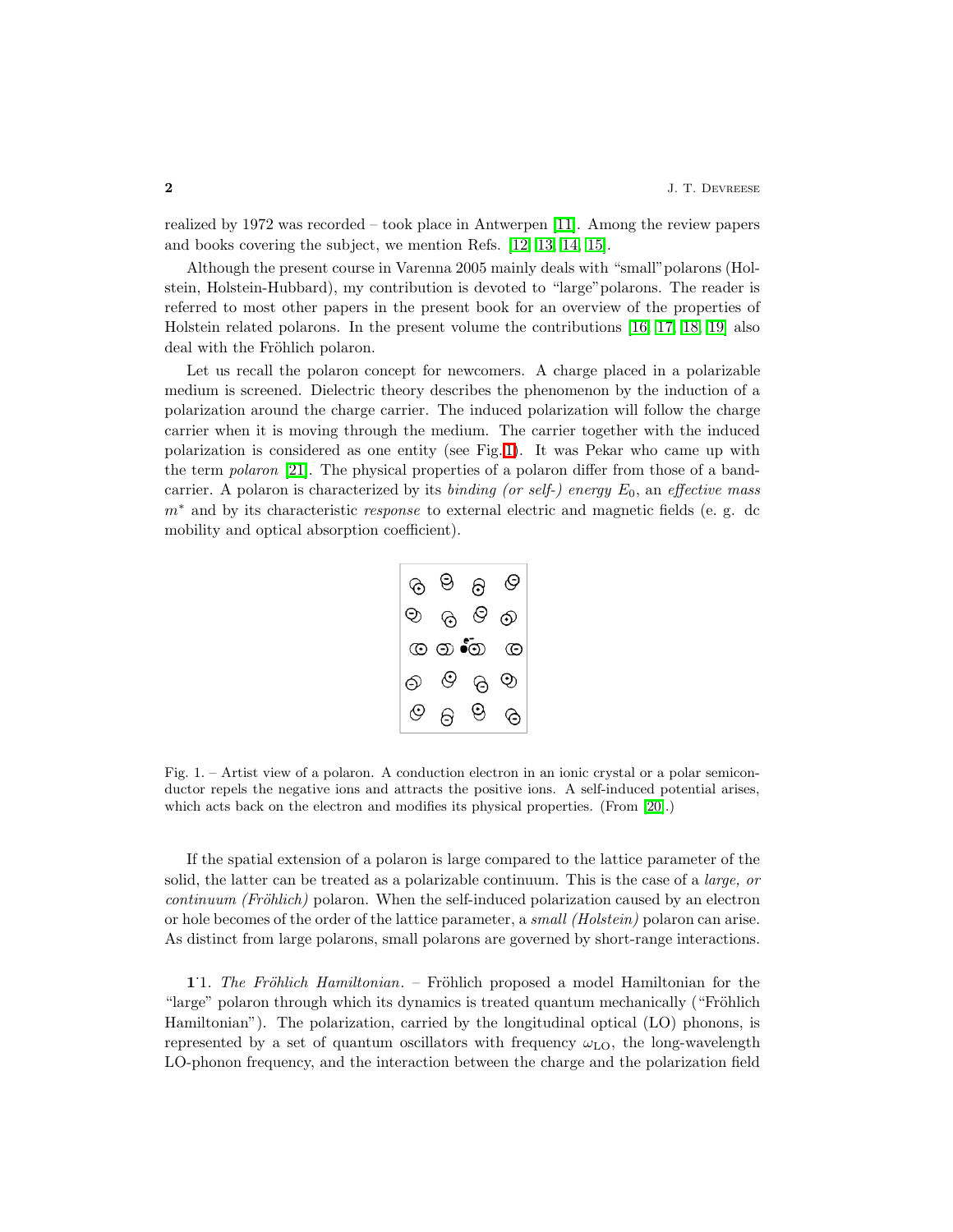realized by 1972 was recorded – took place in Antwerpen [11]. Among the review papers and books covering the subject, we mention Refs. [12, 13, 14, 15].

Although the present course in Varenna 2005 mainly deals with "small" polarons (Holstein, Holstein-Hubbard), my contribution is devoted to "large" polarons. The reader is referred to most other papers in the present book for an overview of the properties of Holstein related polarons. In the present volume the contributions [16, 17, 18, 19] also deal with the Fröhlich polaron.

Let us recall the polaron concept for newcomers. A charge placed in a polarizable medium is screened. Dielectric theory describes the phenomenon by the induction of a polarization around the charge carrier. The induced polarization will follow the charge carrier when it is moving through the medium. The carrier together with the induced polarization is considered as one entity (see Fig. 1). It was Pekar who came up with the term *polaron* [21]. The physical properties of a polaron differ from those of a band-carrier. A polaron is characterized by its *binding (or self-) energy* $E_0$, an *effective mass* $m^*$ and by its characteristic *response* to external electric and magnetic fields (e. g. dc mobility and optical absorption coefficient).

Fig. 1. – Artist view of a polaron. A conduction electron in an ionic crystal or a polar semiconductor repels the negative ions and attracts the positive ions. A self-induced potential arises, which acts back on the electron and modifies its physical properties. (From [20].)

If the spatial extension of a polaron is large compared to the lattice parameter of the solid, the latter can be treated as a polarizable continuum. This is the case of a *large, or continuum (Fröhlich)* polaron. When the self-induced polarization caused by an electron or hole becomes of the order of the lattice parameter, a *small (Holstein)* polaron can arise. As distinct from large polarons, small polarons are governed by short-range interactions.

**1·1.** *The Fröhlich Hamiltonian.* – Fröhlich proposed a model Hamiltonian for the "large" polaron through which its dynamics is treated quantum mechanically ("Fröhlich Hamiltonian"). The polarization, carried by the longitudinal optical (LO) phonons, is represented by a set of quantum oscillators with frequency $\omega_{\mathrm{LO}}$, the long-wavelength LO-phonon frequency, and the interaction between the charge and the polarization field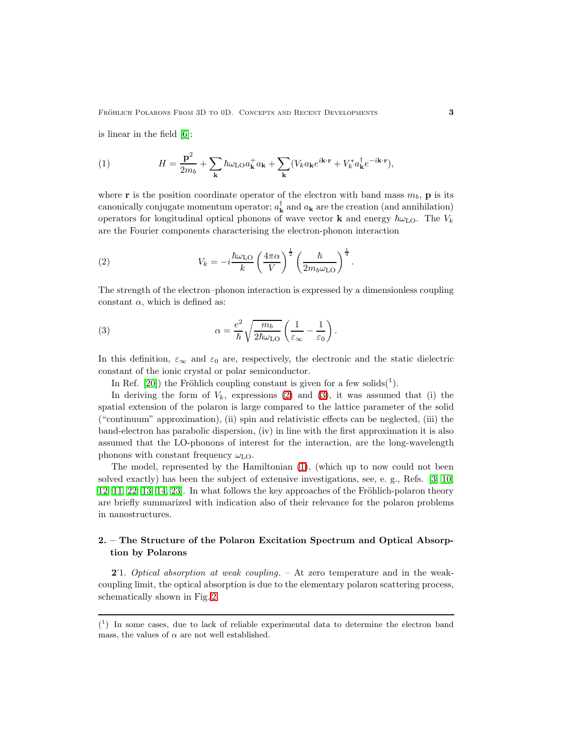is linear in the field [6]:

$$H = \frac{\mathbf{p}^2}{2m_b} + \sum_{\mathbf{k}} \hbar\omega_{\mathrm{LO}} a_{\mathbf{k}}^{+} a_{\mathbf{k}} + \sum_{\mathbf{k}} (V_k a_{\mathbf{k}} e^{i\mathbf{k}\cdot\mathbf{r}} + V_k^* a_{\mathbf{k}}^{\dagger} e^{-i\mathbf{k}\cdot\mathbf{r}}), \tag{1}$$

where $\mathbf{r}$ is the position coordinate operator of the electron with band mass $m_b$, $\mathbf{p}$ is its canonically conjugate momentum operator; $a_{\mathbf{k}}^{\dagger}$ and $a_{\mathbf{k}}$ are the creation (and annihilation) operators for longitudinal optical phonons of wave vector $\mathbf{k}$ and energy $\hbar\omega_{\mathrm{LO}}$. The $V_k$ are the Fourier components characterising the electron-phonon interaction

$$V_k = -i\frac{\hbar\omega_{\mathrm{LO}}}{k}\left(\frac{4\pi\alpha}{V}\right)^{\frac{1}{2}}\left(\frac{\hbar}{2m_b\omega_{\mathrm{LO}}}\right)^{\frac{1}{4}}. \tag{2}$$

The strength of the electron–phonon interaction is expressed by a dimensionless coupling constant $\alpha$, which is defined as:

$$\alpha = \frac{e^2}{\hbar}\sqrt{\frac{m_b}{2\hbar\omega_{\mathrm{LO}}}}\left(\frac{1}{\varepsilon_\infty} - \frac{1}{\varepsilon_0}\right). \tag{3}$$

In this definition, $\varepsilon_\infty$ and $\varepsilon_0$ are, respectively, the electronic and the static dielectric constant of the ionic crystal or polar semiconductor.

In Ref. [20]) the Fröhlich coupling constant is given for a few solids(1).

In deriving the form of $V_k$, expressions (2) and (3), it was assumed that (i) the spatial extension of the polaron is large compared to the lattice parameter of the solid ("continuum" approximation), (ii) spin and relativistic effects can be neglected, (iii) the band-electron has parabolic dispersion, (iv) in line with the first approximation it is also assumed that the LO-phonons of interest for the interaction, are the long-wavelength phonons with constant frequency $\omega_{\mathrm{LO}}$.

The model, represented by the Hamiltonian (1), (which up to now could not been solved exactly) has been the subject of extensive investigations, see, e. g., Refs. [3, 10, 12, 11, 22, 13, 14, 23]. In what follows the key approaches of the Fröhlich-polaron theory are briefly summarized with indication also of their relevance for the polaron problems in nanostructures.

## 2. – The Structure of the Polaron Excitation Spectrum and Optical Absorption by Polarons

**2**·1. *Optical absorption at weak coupling.* – At zero temperature and in the weak-coupling limit, the optical absorption is due to the elementary polaron scattering process, schematically shown in Fig. 2.

(1) In some cases, due to lack of reliable experimental data to determine the electron band mass, the values of $\alpha$ are not well established.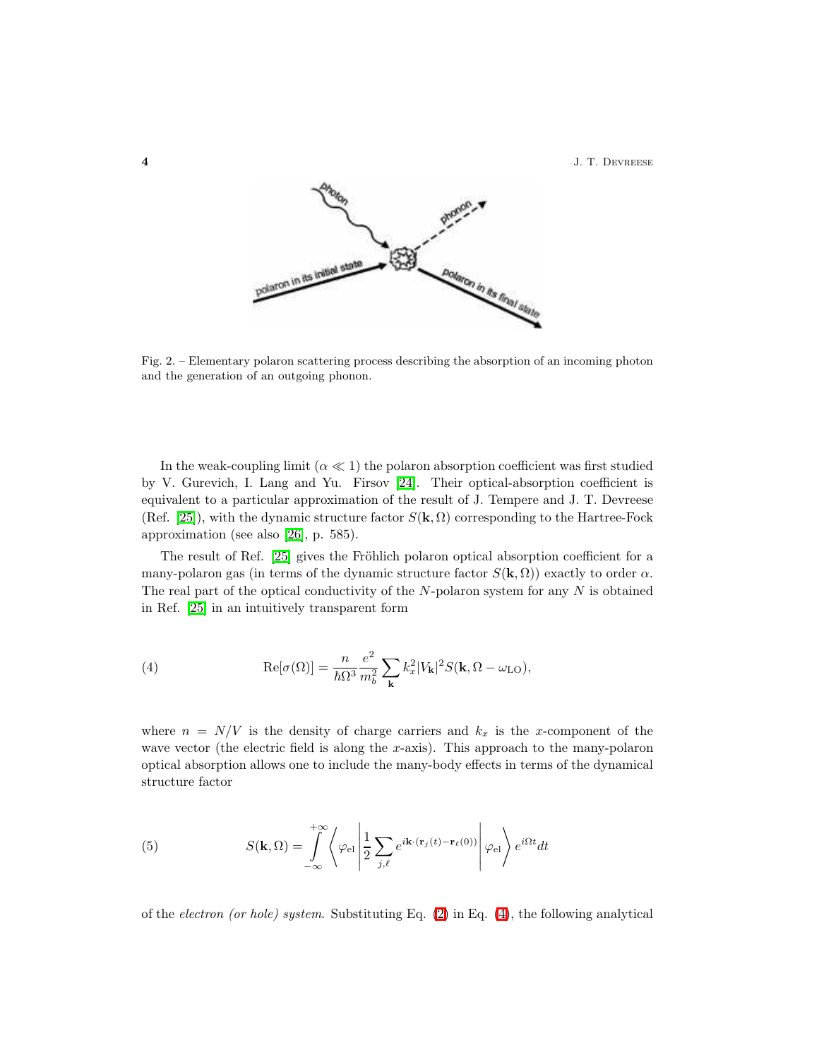Fig. 2. – Elementary polaron scattering process describing the absorption of an incoming photon and the generation of an outgoing phonon.

In the weak-coupling limit ($\alpha \ll 1$) the polaron absorption coefficient was first studied by V. Gurevich, I. Lang and Yu. Firsov [24]. Their optical-absorption coefficient is equivalent to a particular approximation of the result of J. Tempere and J. T. Devreese (Ref. [25]), with the dynamic structure factor $S(\mathbf{k}, \Omega)$ corresponding to the Hartree-Fock approximation (see also [26], p. 585).

The result of Ref. [25] gives the Fröhlich polaron optical absorption coefficient for a many-polaron gas (in terms of the dynamic structure factor $S(\mathbf{k}, \Omega)$) exactly to order $\alpha$. The real part of the optical conductivity of the $N$-polaron system for any $N$ is obtained in Ref. [25] in an intuitively transparent form

$$\mathrm{Re}[\sigma(\Omega)] = \frac{n}{\hbar\Omega^3} \frac{e^2}{m_b^2} \sum_{\mathbf{k}} k_x^2 |V_{\mathbf{k}}|^2 S(\mathbf{k}, \Omega - \omega_{\mathrm{LO}}), \tag{4}$$

where $n = N/V$ is the density of charge carriers and $k_x$ is the $x$-component of the wave vector (the electric field is along the $x$-axis). This approach to the many-polaron optical absorption allows one to include the many-body effects in terms of the dynamical structure factor

$$S(\mathbf{k}, \Omega) = \int_{-\infty}^{+\infty} \left\langle \varphi_{\mathrm{el}} \left| \frac{1}{2} \sum_{j,\ell} e^{i\mathbf{k}\cdot(\mathbf{r}_j(t) - \mathbf{r}_\ell(0))} \right| \varphi_{\mathrm{el}} \right\rangle e^{i\Omega t} dt \tag{5}$$

of the *electron (or hole) system*. Substituting Eq. (2) in Eq. (4), the following analytical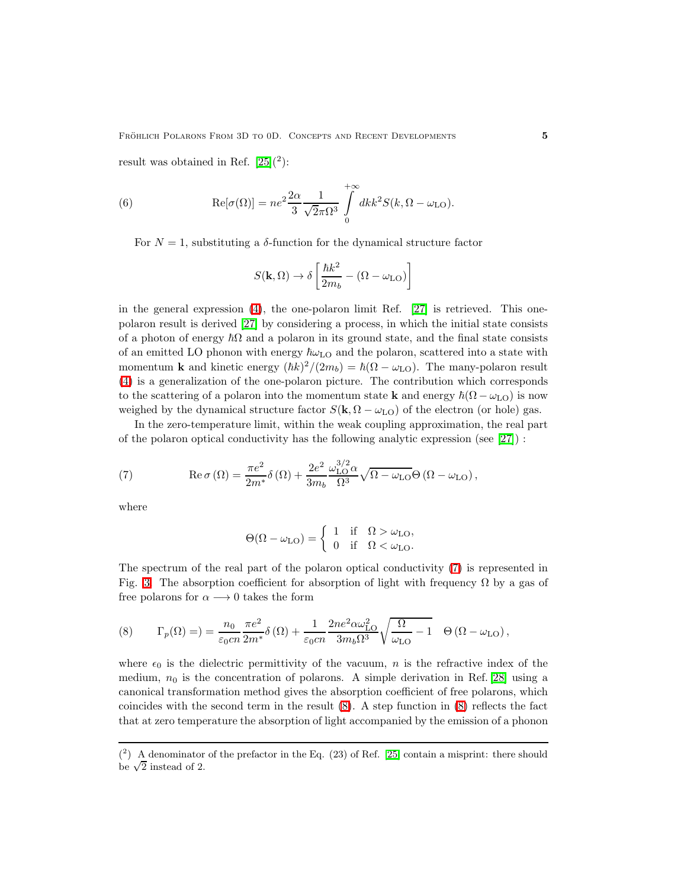result was obtained in Ref. [25]([2]):

$$\mathrm{Re}[\sigma(\Omega)] = ne^2 \frac{2\alpha}{3} \frac{1}{\sqrt{2}\pi\Omega^3} \int_0^{+\infty} dk k^2 S(k, \Omega - \omega_{\mathrm{LO}}). \tag{6}$$

For $N = 1$, substituting a $\delta$-function for the dynamical structure factor

$$S(\mathbf{k}, \Omega) \to \delta\left[\frac{\hbar k^2}{2m_b} - (\Omega - \omega_{\mathrm{LO}})\right]$$

in the general expression (4), the one-polaron limit Ref. [27] is retrieved. This one-polaron result is derived [27] by considering a process, in which the initial state consists of a photon of energy $\hbar\Omega$ and a polaron in its ground state, and the final state consists of an emitted LO phonon with energy $\hbar\omega_{\mathrm{LO}}$ and the polaron, scattered into a state with momentum $\mathbf{k}$ and kinetic energy $(\hbar k)^2/(2m_b) = \hbar(\Omega - \omega_{\mathrm{LO}})$. The many-polaron result (4) is a generalization of the one-polaron picture. The contribution which corresponds to the scattering of a polaron into the momentum state $\mathbf{k}$ and energy $\hbar(\Omega - \omega_{\mathrm{LO}})$ is now weighed by the dynamical structure factor $S(\mathbf{k}, \Omega - \omega_{\mathrm{LO}})$ of the electron (or hole) gas.

In the zero-temperature limit, within the weak coupling approximation, the real part of the polaron optical conductivity has the following analytic expression (see [27]) :

$$\mathrm{Re}\,\sigma(\Omega) = \frac{\pi e^2}{2m^*}\delta(\Omega) + \frac{2e^2}{3m_b}\frac{\omega_{\mathrm{LO}}^{3/2}\alpha}{\Omega^3}\sqrt{\Omega - \omega_{\mathrm{LO}}}\,\Theta(\Omega - \omega_{\mathrm{LO}}), \tag{7}$$

where

$$\Theta(\Omega - \omega_{\mathrm{LO}}) = \begin{cases} 1 & \text{if} \quad \Omega > \omega_{\mathrm{LO}}, \\ 0 & \text{if} \quad \Omega < \omega_{\mathrm{LO}}. \end{cases}$$

The spectrum of the real part of the polaron optical conductivity (7) is represented in Fig. 3. The absorption coefficient for absorption of light with frequency $\Omega$ by a gas of free polarons for $\alpha \longrightarrow 0$ takes the form

$$\Gamma_p(\Omega) =) = \frac{n_0}{\varepsilon_0 cn}\frac{\pi e^2}{2m^*}\delta(\Omega) + \frac{1}{\varepsilon_0 cn}\frac{2ne^2\alpha\omega_{\mathrm{LO}}^2}{3m_b\Omega^3}\sqrt{\frac{\Omega}{\omega_{\mathrm{LO}}} - 1}\quad\Theta(\Omega - \omega_{\mathrm{LO}}), \tag{8}$$

where $\epsilon_0$ is the dielectric permittivity of the vacuum, $n$ is the refractive index of the medium, $n_0$ is the concentration of polarons. A simple derivation in Ref. [28] using a canonical transformation method gives the absorption coefficient of free polarons, which coincides with the second term in the result (8). A step function in (8) reflects the fact that at zero temperature the absorption of light accompanied by the emission of a phonon

([2]) A denominator of the prefactor in the Eq. (23) of Ref. [25] contain a misprint: there should be $\sqrt{2}$ instead of 2.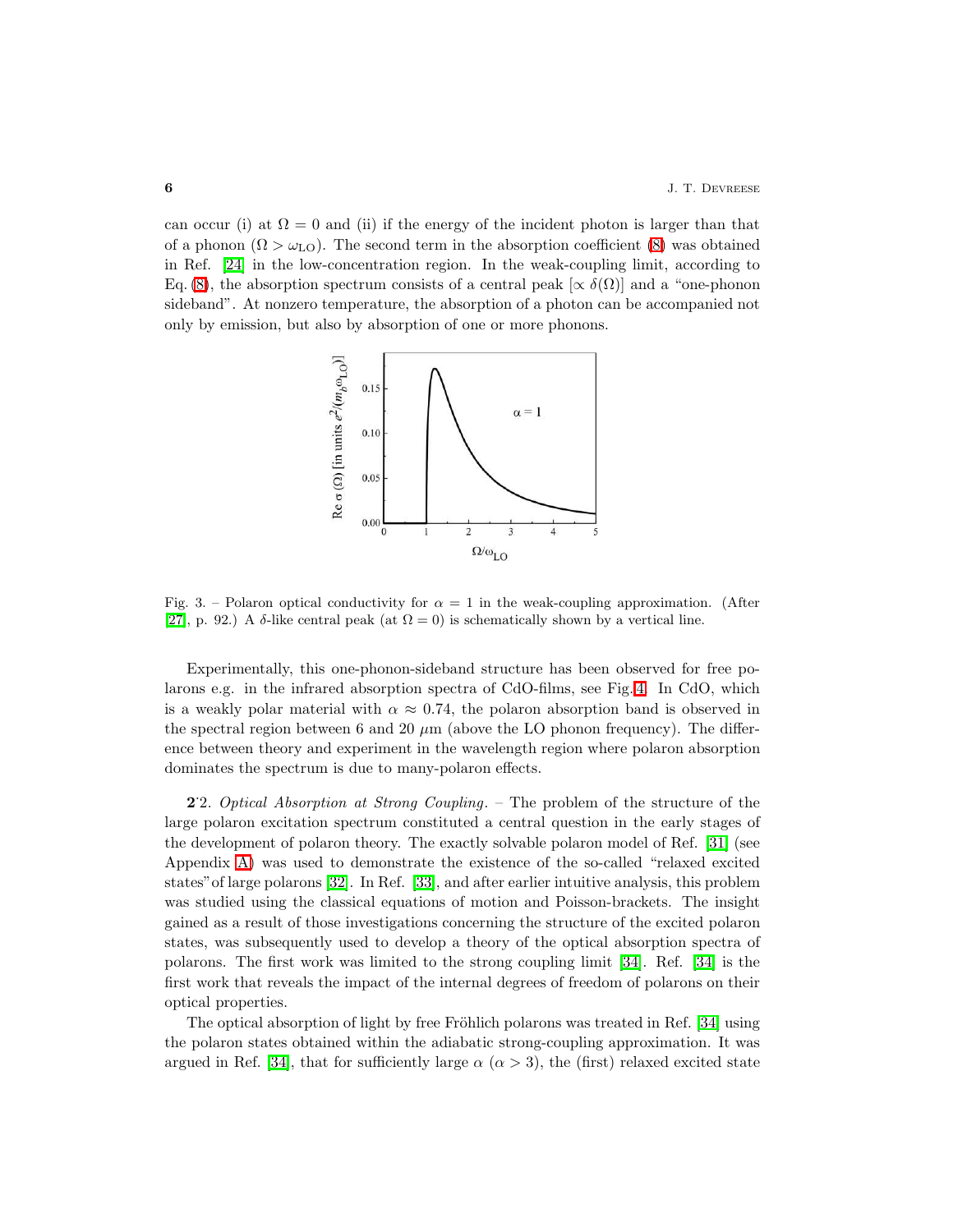can occur (i) at $\Omega = 0$ and (ii) if the energy of the incident photon is larger than that of a phonon ($\Omega > \omega_{\mathrm{LO}}$). The second term in the absorption coefficient (8) was obtained in Ref. [24] in the low-concentration region. In the weak-coupling limit, according to Eq. (8), the absorption spectrum consists of a central peak [$\propto \delta(\Omega)$] and a "one-phonon sideband". At nonzero temperature, the absorption of a photon can be accompanied not only by emission, but also by absorption of one or more phonons.

Fig. 3. – Polaron optical conductivity for $\alpha = 1$ in the weak-coupling approximation. (After [27], p. 92.) A $\delta$-like central peak (at $\Omega = 0$) is schematically shown by a vertical line.

Experimentally, this one-phonon-sideband structure has been observed for free polarons e.g. in the infrared absorption spectra of CdO-films, see Fig.4. In CdO, which is a weakly polar material with $\alpha \approx 0.74$, the polaron absorption band is observed in the spectral region between 6 and 20 $\mu$m (above the LO phonon frequency). The difference between theory and experiment in the wavelength region where polaron absorption dominates the spectrum is due to many-polaron effects.

**2·2.** *Optical Absorption at Strong Coupling.* – The problem of the structure of the large polaron excitation spectrum constituted a central question in the early stages of the development of polaron theory. The exactly solvable polaron model of Ref. [31] (see Appendix A) was used to demonstrate the existence of the so-called "relaxed excited states" of large polarons [32]. In Ref. [33], and after earlier intuitive analysis, this problem was studied using the classical equations of motion and Poisson-brackets. The insight gained as a result of those investigations concerning the structure of the excited polaron states, was subsequently used to develop a theory of the optical absorption spectra of polarons. The first work was limited to the strong coupling limit [34]. Ref. [34] is the first work that reveals the impact of the internal degrees of freedom of polarons on their optical properties.

The optical absorption of light by free Fröhlich polarons was treated in Ref. [34] using the polaron states obtained within the adiabatic strong-coupling approximation. It was argued in Ref. [34], that for sufficiently large $\alpha$ ($\alpha > 3$), the (first) relaxed excited state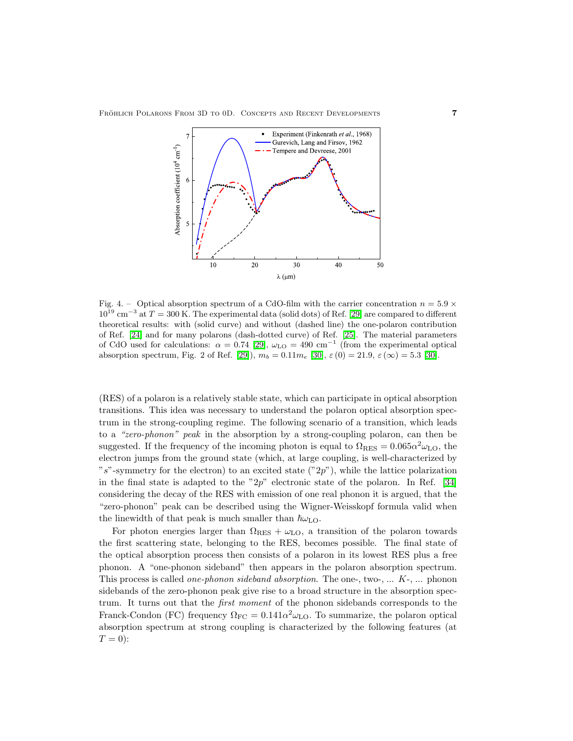Fig. 4. – Optical absorption spectrum of a CdO-film with the carrier concentration $n = 5.9 \times 10^{19}$ cm$^{-3}$ at $T = 300$ K. The experimental data (solid dots) of Ref. [29] are compared to different theoretical results: with (solid curve) and without (dashed line) the one-polaron contribution of Ref. [24] and for many polarons (dash-dotted curve) of Ref. [25]. The material parameters of CdO used for calculations: $\alpha = 0.74$ [29], $\omega_{\text{LO}} = 490$ cm$^{-1}$ (from the experimental optical absorption spectrum, Fig. 2 of Ref. [29]), $m_b = 0.11 m_e$ [30], $\varepsilon(0) = 21.9$, $\varepsilon(\infty) = 5.3$ [30].

(RES) of a polaron is a relatively stable state, which can participate in optical absorption transitions. This idea was necessary to understand the polaron optical absorption spectrum in the strong-coupling regime. The following scenario of a transition, which leads to a *"zero-phonon" peak* in the absorption by a strong-coupling polaron, can then be suggested. If the frequency of the incoming photon is equal to $\Omega_{\text{RES}} = 0.065\alpha^2\omega_{\text{LO}}$, the electron jumps from the ground state (which, at large coupling, is well-characterized by "$s$"-symmetry for the electron) to an excited state ("$2p$"), while the lattice polarization in the final state is adapted to the "$2p$" electronic state of the polaron. In Ref. [34] considering the decay of the RES with emission of one real phonon it is argued, that the "zero-phonon" peak can be described using the Wigner-Weisskopf formula valid when the linewidth of that peak is much smaller than $\hbar\omega_{\text{LO}}$.

For photon energies larger than $\Omega_{\text{RES}} + \omega_{\text{LO}}$, a transition of the polaron towards the first scattering state, belonging to the RES, becomes possible. The final state of the optical absorption process then consists of a polaron in its lowest RES plus a free phonon. A "one-phonon sideband" then appears in the polaron absorption spectrum. This process is called *one-phonon sideband absorption*. The one-, two-, ... $K$-, ... phonon sidebands of the zero-phonon peak give rise to a broad structure in the absorption spectrum. It turns out that the *first moment* of the phonon sidebands corresponds to the Franck-Condon (FC) frequency $\Omega_{\text{FC}} = 0.141\alpha^2\omega_{\text{LO}}$. To summarize, the polaron optical absorption spectrum at strong coupling is characterized by the following features (at $T = 0$):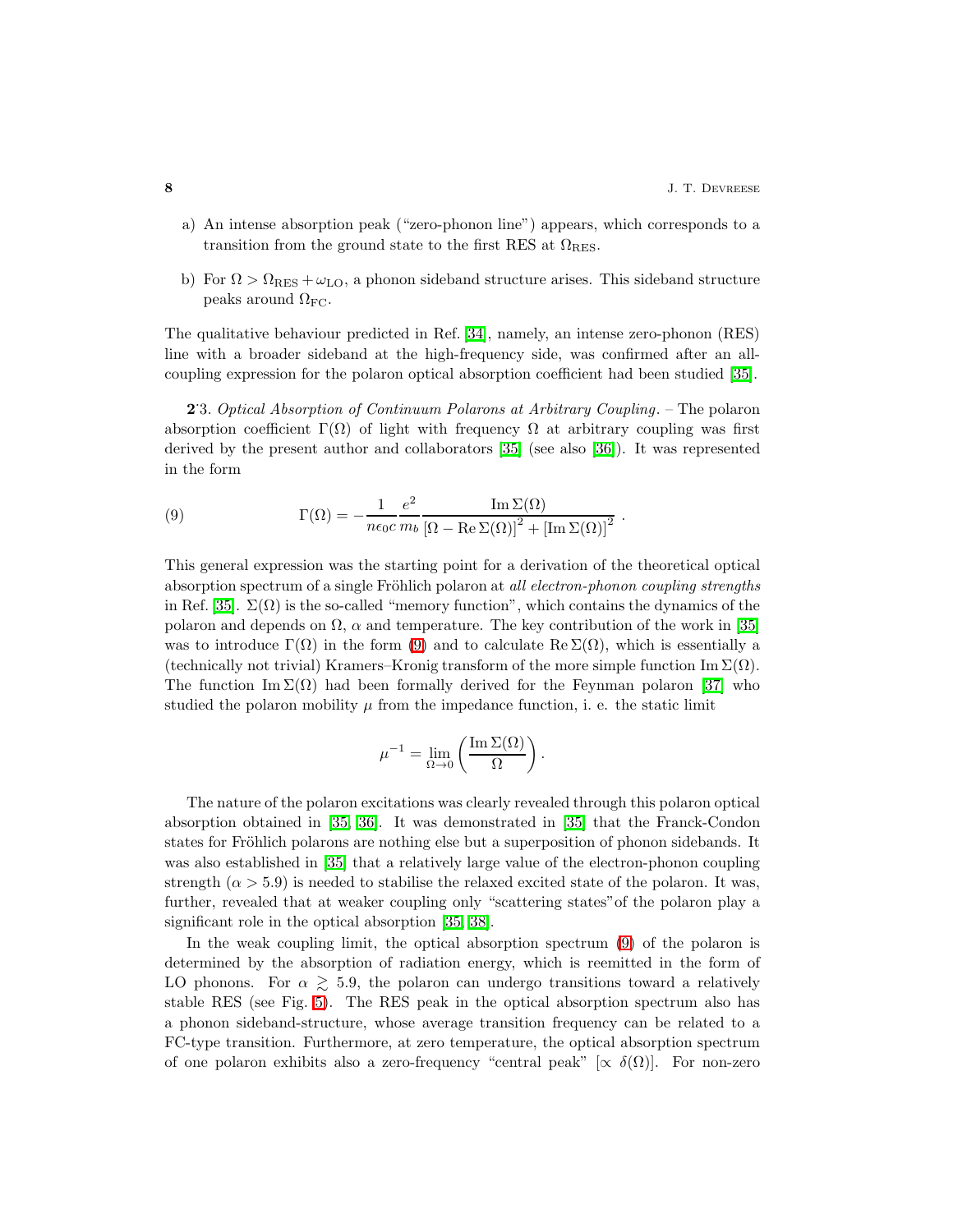a) An intense absorption peak ("zero-phonon line") appears, which corresponds to a transition from the ground state to the first RES at $\Omega_{\text{RES}}$.

b) For $\Omega > \Omega_{\text{RES}} + \omega_{\text{LO}}$, a phonon sideband structure arises. This sideband structure peaks around $\Omega_{\text{FC}}$.

The qualitative behaviour predicted in Ref. [34], namely, an intense zero-phonon (RES) line with a broader sideband at the high-frequency side, was confirmed after an all-coupling expression for the polaron optical absorption coefficient had been studied [35].

**2**˙3. *Optical Absorption of Continuum Polarons at Arbitrary Coupling.* – The polaron absorption coefficient $\Gamma(\Omega)$ of light with frequency $\Omega$ at arbitrary coupling was first derived by the present author and collaborators [35] (see also [36]). It was represented in the form

$$\Gamma(\Omega) = -\frac{1}{n\epsilon_0 c}\frac{e^2}{m_b}\frac{\operatorname{Im}\Sigma(\Omega)}{\left[\Omega - \operatorname{Re}\Sigma(\Omega)\right]^2 + \left[\operatorname{Im}\Sigma(\Omega)\right]^2}\ . \tag{9}$$

This general expression was the starting point for a derivation of the theoretical optical absorption spectrum of a single Fröhlich polaron at *all electron-phonon coupling strengths* in Ref. [35]. $\Sigma(\Omega)$ is the so-called "memory function", which contains the dynamics of the polaron and depends on $\Omega$, $\alpha$ and temperature. The key contribution of the work in [35] was to introduce $\Gamma(\Omega)$ in the form (9) and to calculate $\operatorname{Re}\Sigma(\Omega)$, which is essentially a (technically not trivial) Kramers–Kronig transform of the more simple function $\operatorname{Im}\Sigma(\Omega)$. The function $\operatorname{Im}\Sigma(\Omega)$ had been formally derived for the Feynman polaron [37] who studied the polaron mobility $\mu$ from the impedance function, i. e. the static limit

$$\mu^{-1} = \lim_{\Omega\to 0}\left(\frac{\operatorname{Im}\Sigma(\Omega)}{\Omega}\right).$$

The nature of the polaron excitations was clearly revealed through this polaron optical absorption obtained in [35, 36]. It was demonstrated in [35] that the Franck-Condon states for Fröhlich polarons are nothing else but a superposition of phonon sidebands. It was also established in [35] that a relatively large value of the electron-phonon coupling strength ($\alpha > 5.9$) is needed to stabilise the relaxed excited state of the polaron. It was, further, revealed that at weaker coupling only "scattering states"of the polaron play a significant role in the optical absorption [35, 38].

In the weak coupling limit, the optical absorption spectrum (9) of the polaron is determined by the absorption of radiation energy, which is reemitted in the form of LO phonons. For $\alpha \gtrsim 5.9$, the polaron can undergo transitions toward a relatively stable RES (see Fig. 5). The RES peak in the optical absorption spectrum also has a phonon sideband-structure, whose average transition frequency can be related to a FC-type transition. Furthermore, at zero temperature, the optical absorption spectrum of one polaron exhibits also a zero-frequency "central peak" [$\propto \delta(\Omega)$]. For non-zero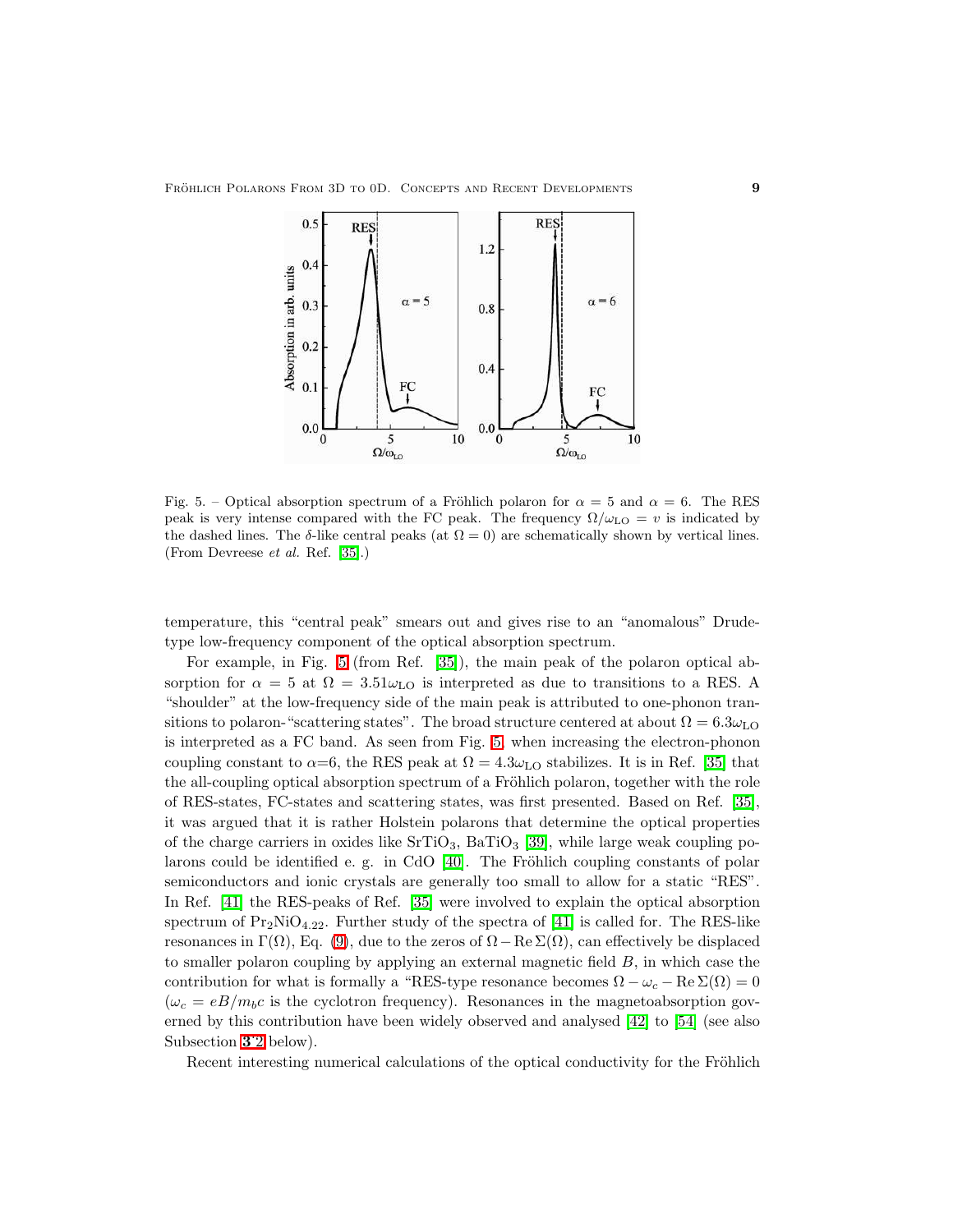Fig. 5. – Optical absorption spectrum of a Fröhlich polaron for $\alpha = 5$ and $\alpha = 6$. The RES peak is very intense compared with the FC peak. The frequency $\Omega/\omega_{\rm LO} = v$ is indicated by the dashed lines. The $\delta$-like central peaks (at $\Omega = 0$) are schematically shown by vertical lines. (From Devreese *et al.* Ref. [35].)

temperature, this "central peak" smears out and gives rise to an "anomalous" Drude-type low-frequency component of the optical absorption spectrum.

For example, in Fig. 5 (from Ref. [35]), the main peak of the polaron optical absorption for $\alpha = 5$ at $\Omega = 3.51\omega_{\rm LO}$ is interpreted as due to transitions to a RES. A "shoulder" at the low-frequency side of the main peak is attributed to one-phonon transitions to polaron-"scattering states". The broad structure centered at about $\Omega = 6.3\omega_{\rm LO}$ is interpreted as a FC band. As seen from Fig. 5, when increasing the electron-phonon coupling constant to $\alpha$=6, the RES peak at $\Omega = 4.3\omega_{\rm LO}$ stabilizes. It is in Ref. [35] that the all-coupling optical absorption spectrum of a Fröhlich polaron, together with the role of RES-states, FC-states and scattering states, was first presented. Based on Ref. [35], it was argued that it is rather Holstein polarons that determine the optical properties of the charge carriers in oxides like $SrTiO_3$, $BaTiO_3$ [39], while large weak coupling polarons could be identified e. g. in CdO [40]. The Fröhlich coupling constants of polar semiconductors and ionic crystals are generally too small to allow for a static "RES". In Ref. [41] the RES-peaks of Ref. [35] were involved to explain the optical absorption spectrum of $Pr_2NiO_{4.22}$. Further study of the spectra of [41] is called for. The RES-like resonances in $\Gamma(\Omega)$, Eq. (9), due to the zeros of $\Omega - \mathrm{Re}\,\Sigma(\Omega)$, can effectively be displaced to smaller polaron coupling by applying an external magnetic field $B$, in which case the contribution for what is formally a "RES-type resonance becomes $\Omega - \omega_c - \mathrm{Re}\,\Sigma(\Omega) = 0$ ($\omega_c = eB/m_b c$ is the cyclotron frequency). Resonances in the magnetoabsorption governed by this contribution have been widely observed and analysed [42] to [54] (see also Subsection 3·2 below).

Recent interesting numerical calculations of the optical conductivity for the Fröhlich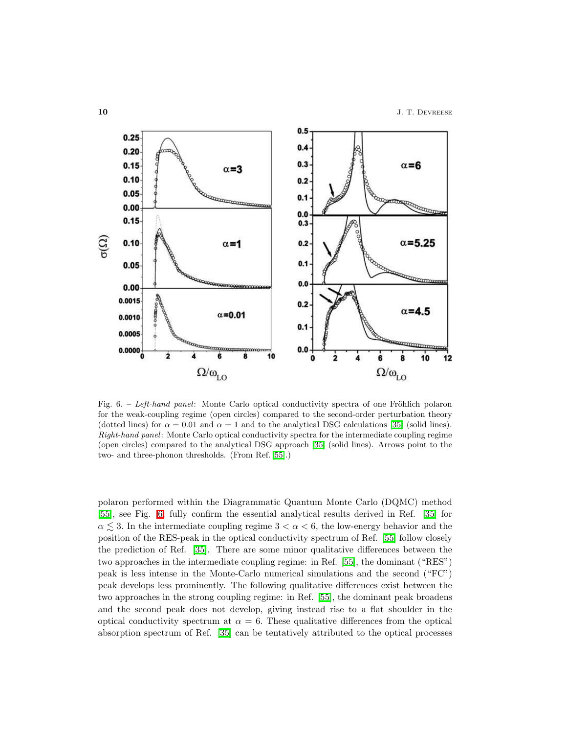Fig. 6. – *Left-hand panel*: Monte Carlo optical conductivity spectra of one Fröhlich polaron for the weak-coupling regime (open circles) compared to the second-order perturbation theory (dotted lines) for $\alpha = 0.01$ and $\alpha = 1$ and to the analytical DSG calculations [35] (solid lines). *Right-hand panel*: Monte Carlo optical conductivity spectra for the intermediate coupling regime (open circles) compared to the analytical DSG approach [35] (solid lines). Arrows point to the two- and three-phonon thresholds. (From Ref. [55].)

polaron performed within the Diagrammatic Quantum Monte Carlo (DQMC) method [55], see Fig. 6 fully confirm the essential analytical results derived in Ref. [35] for $\alpha \lesssim 3$. In the intermediate coupling regime $3 < \alpha < 6$, the low-energy behavior and the position of the RES-peak in the optical conductivity spectrum of Ref. [55] follow closely the prediction of Ref. [35]. There are some minor qualitative differences between the two approaches in the intermediate coupling regime: in Ref. [55], the dominant ("RES") peak is less intense in the Monte-Carlo numerical simulations and the second ("FC") peak develops less prominently. The following qualitative differences exist between the two approaches in the strong coupling regime: in Ref. [55], the dominant peak broadens and the second peak does not develop, giving instead rise to a flat shoulder in the optical conductivity spectrum at $\alpha = 6$. These qualitative differences from the optical absorption spectrum of Ref. [35] can be tentatively attributed to the optical processes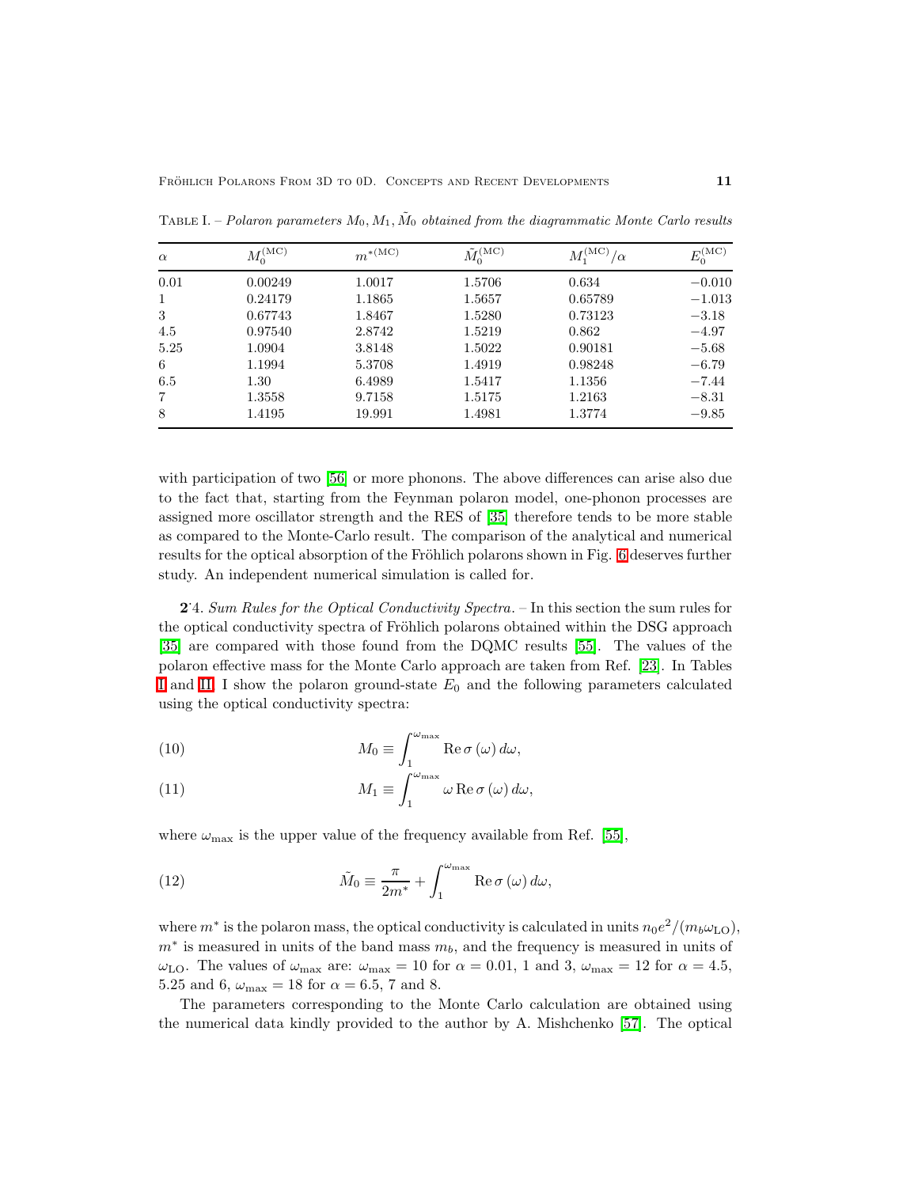TABLE I. – *Polaron parameters $M_0, M_1, \tilde{M}_0$ obtained from the diagrammatic Monte Carlo results*

| $\alpha$ | $M_0^{(\mathrm{MC})}$ | $m^{*(\mathrm{MC})}$ | $\tilde{M}_0^{(\mathrm{MC})}$ | $M_1^{(\mathrm{MC})}/\alpha$ | $E_0^{(\mathrm{MC})}$ |
|---|---|---|---|---|---|
| 0.01 | 0.00249 | 1.0017 | 1.5706 | 0.634 | −0.010 |
| 1 | 0.24179 | 1.1865 | 1.5657 | 0.65789 | −1.013 |
| 3 | 0.67743 | 1.8467 | 1.5280 | 0.73123 | −3.18 |
| 4.5 | 0.97540 | 2.8742 | 1.5219 | 0.862 | −4.97 |
| 5.25 | 1.0904 | 3.8148 | 1.5022 | 0.90181 | −5.68 |
| 6 | 1.1994 | 5.3708 | 1.4919 | 0.98248 | −6.79 |
| 6.5 | 1.30 | 6.4989 | 1.5417 | 1.1356 | −7.44 |
| 7 | 1.3558 | 9.7158 | 1.5175 | 1.2163 | −8.31 |
| 8 | 1.4195 | 19.991 | 1.4981 | 1.3774 | −9.85 |

with participation of two [56] or more phonons. The above differences can arise also due to the fact that, starting from the Feynman polaron model, one-phonon processes are assigned more oscillator strength and the RES of [35] therefore tends to be more stable as compared to the Monte-Carlo result. The comparison of the analytical and numerical results for the optical absorption of the Fröhlich polarons shown in Fig. 6 deserves further study. An independent numerical simulation is called for.

**2·4.** *Sum Rules for the Optical Conductivity Spectra.* – In this section the sum rules for the optical conductivity spectra of Fröhlich polarons obtained within the DSG approach [35] are compared with those found from the DQMC results [55]. The values of the polaron effective mass for the Monte Carlo approach are taken from Ref. [23]. In Tables I and II, I show the polaron ground-state $E_0$ and the following parameters calculated using the optical conductivity spectra:

$$M_0 \equiv \int_1^{\omega_{\max}} \mathrm{Re}\,\sigma(\omega)\,d\omega, \tag{10}$$

$$M_1 \equiv \int_1^{\omega_{\max}} \omega\,\mathrm{Re}\,\sigma(\omega)\,d\omega, \tag{11}$$

where $\omega_{\max}$ is the upper value of the frequency available from Ref. [55],

$$\tilde{M}_0 \equiv \frac{\pi}{2m^*} + \int_1^{\omega_{\max}} \mathrm{Re}\,\sigma(\omega)\,d\omega, \tag{12}$$

where $m^*$ is the polaron mass, the optical conductivity is calculated in units $n_0 e^2/(m_b \omega_{\mathrm{LO}})$, $m^*$ is measured in units of the band mass $m_b$, and the frequency is measured in units of $\omega_{\mathrm{LO}}$. The values of $\omega_{\max}$ are: $\omega_{\max} = 10$ for $\alpha = 0.01$, 1 and 3, $\omega_{\max} = 12$ for $\alpha = 4.5$, 5.25 and 6, $\omega_{\max} = 18$ for $\alpha = 6.5$, 7 and 8.

The parameters corresponding to the Monte Carlo calculation are obtained using the numerical data kindly provided to the author by A. Mishchenko [57]. The optical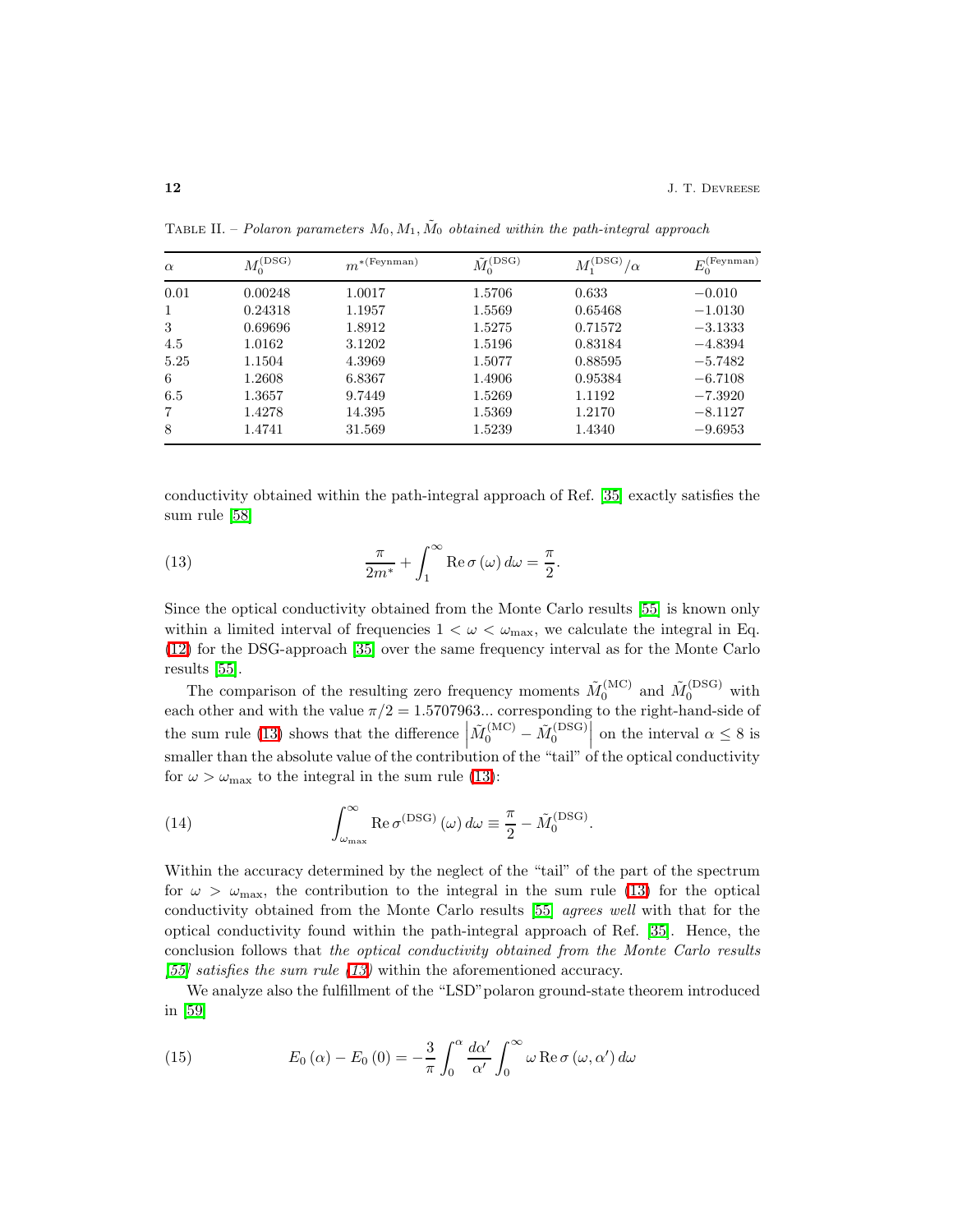TABLE II. – *Polaron parameters $M_0, M_1, \tilde{M}_0$ obtained within the path-integral approach*

| $\alpha$ | $M_0^{(\mathrm{DSG})}$ | $m^{*(\mathrm{Feynman})}$ | $\tilde{M}_0^{(\mathrm{DSG})}$ | $M_1^{(\mathrm{DSG})}/\alpha$ | $E_0^{(\mathrm{Feynman})}$ |
|---|---|---|---|---|---|
| 0.01 | 0.00248 | 1.0017 | 1.5706 | 0.633 | −0.010 |
| 1 | 0.24318 | 1.1957 | 1.5569 | 0.65468 | −1.0130 |
| 3 | 0.69696 | 1.8912 | 1.5275 | 0.71572 | −3.1333 |
| 4.5 | 1.0162 | 3.1202 | 1.5196 | 0.83184 | −4.8394 |
| 5.25 | 1.1504 | 4.3969 | 1.5077 | 0.88595 | −5.7482 |
| 6 | 1.2608 | 6.8367 | 1.4906 | 0.95384 | −6.7108 |
| 6.5 | 1.3657 | 9.7449 | 1.5269 | 1.1192 | −7.3920 |
| 7 | 1.4278 | 14.395 | 1.5369 | 1.2170 | −8.1127 |
| 8 | 1.4741 | 31.569 | 1.5239 | 1.4340 | −9.6953 |

conductivity obtained within the path-integral approach of Ref. [35] exactly satisfies the sum rule [58]

$$\frac{\pi}{2m^*} + \int_1^\infty \mathrm{Re}\,\sigma(\omega)\,d\omega = \frac{\pi}{2}. \tag{13}$$

Since the optical conductivity obtained from the Monte Carlo results [55] is known only within a limited interval of frequencies $1 < \omega < \omega_{\max}$, we calculate the integral in Eq. (12) for the DSG-approach [35] over the same frequency interval as for the Monte Carlo results [55].

The comparison of the resulting zero frequency moments $\tilde{M}_0^{(\mathrm{MC})}$ and $\tilde{M}_0^{(\mathrm{DSG})}$ with each other and with the value $\pi/2 = 1.5707963...$ corresponding to the right-hand-side of the sum rule (13) shows that the difference $\left|\tilde{M}_0^{(\mathrm{MC})} - \tilde{M}_0^{(\mathrm{DSG})}\right|$ on the interval $\alpha \le 8$ is smaller than the absolute value of the contribution of the "tail" of the optical conductivity for $\omega > \omega_{\max}$ to the integral in the sum rule (13):

$$\int_{\omega_{\max}}^\infty \mathrm{Re}\,\sigma^{(\mathrm{DSG})}(\omega)\,d\omega \equiv \frac{\pi}{2} - \tilde{M}_0^{(\mathrm{DSG})}. \tag{14}$$

Within the accuracy determined by the neglect of the "tail" of the part of the spectrum for $\omega > \omega_{\max}$, the contribution to the integral in the sum rule (13) for the optical conductivity obtained from the Monte Carlo results [55] *agrees well* with that for the optical conductivity found within the path-integral approach of Ref. [35]. Hence, the conclusion follows that *the optical conductivity obtained from the Monte Carlo results [55] satisfies the sum rule (13)* within the aforementioned accuracy.

We analyze also the fulfillment of the "LSD"polaron ground-state theorem introduced in [59]

$$E_0(\alpha) - E_0(0) = -\frac{3}{\pi}\int_0^\alpha \frac{d\alpha'}{\alpha'}\int_0^\infty \omega\,\mathrm{Re}\,\sigma(\omega,\alpha')\,d\omega \tag{15}$$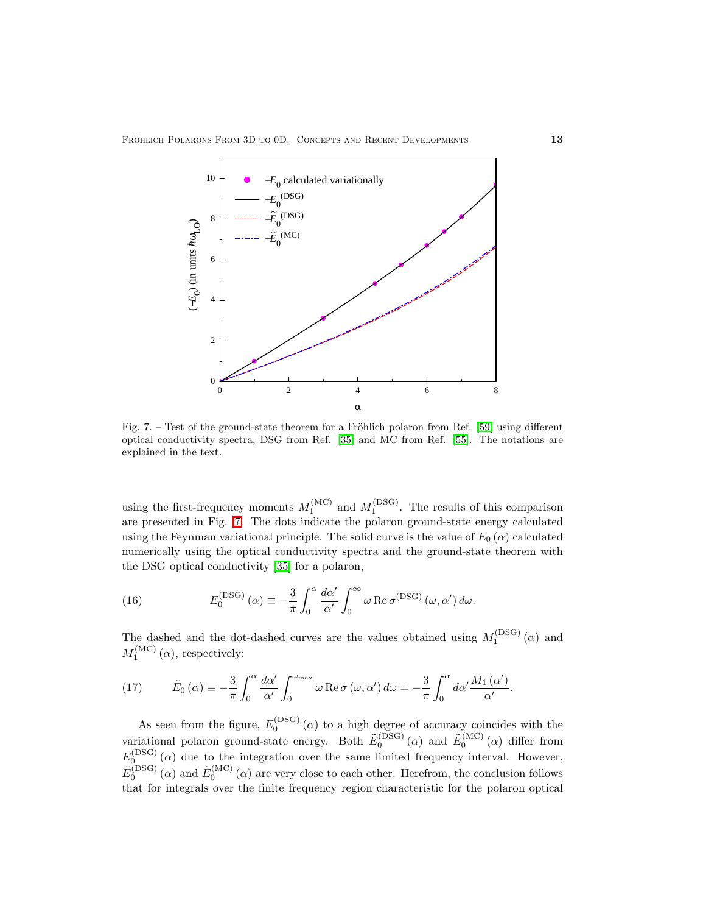Fig. 7. – Test of the ground-state theorem for a Fröhlich polaron from Ref. [59] using different optical conductivity spectra, DSG from Ref. [35] and MC from Ref. [55]. The notations are explained in the text.

using the first-frequency moments $M_1^{(\mathrm{MC})}$ and $M_1^{(\mathrm{DSG})}$. The results of this comparison are presented in Fig. 7. The dots indicate the polaron ground-state energy calculated using the Feynman variational principle. The solid curve is the value of $E_0(\alpha)$ calculated numerically using the optical conductivity spectra and the ground-state theorem with the DSG optical conductivity [35] for a polaron,

$$E_0^{(\mathrm{DSG})}(\alpha) \equiv -\frac{3}{\pi}\int_0^{\alpha}\frac{d\alpha'}{\alpha'}\int_0^{\infty}\omega\,\mathrm{Re}\,\sigma^{(\mathrm{DSG})}(\omega,\alpha')\,d\omega. \tag{16}$$

The dashed and the dot-dashed curves are the values obtained using $M_1^{(\mathrm{DSG})}(\alpha)$ and $M_1^{(\mathrm{MC})}(\alpha)$, respectively:

$$\tilde{E}_0(\alpha) \equiv -\frac{3}{\pi}\int_0^{\alpha}\frac{d\alpha'}{\alpha'}\int_0^{\omega_{\max}}\omega\,\mathrm{Re}\,\sigma(\omega,\alpha')\,d\omega = -\frac{3}{\pi}\int_0^{\alpha}d\alpha'\frac{M_1(\alpha')}{\alpha'}. \tag{17}$$

As seen from the figure, $E_0^{(\mathrm{DSG})}(\alpha)$ to a high degree of accuracy coincides with the variational polaron ground-state energy. Both $\tilde{E}_0^{(\mathrm{DSG})}(\alpha)$ and $\tilde{E}_0^{(\mathrm{MC})}(\alpha)$ differ from $E_0^{(\mathrm{DSG})}(\alpha)$ due to the integration over the same limited frequency interval. However, $\tilde{E}_0^{(\mathrm{DSG})}(\alpha)$ and $\tilde{E}_0^{(\mathrm{MC})}(\alpha)$ are very close to each other. Herefrom, the conclusion follows that for integrals over the finite frequency region characteristic for the polaron optical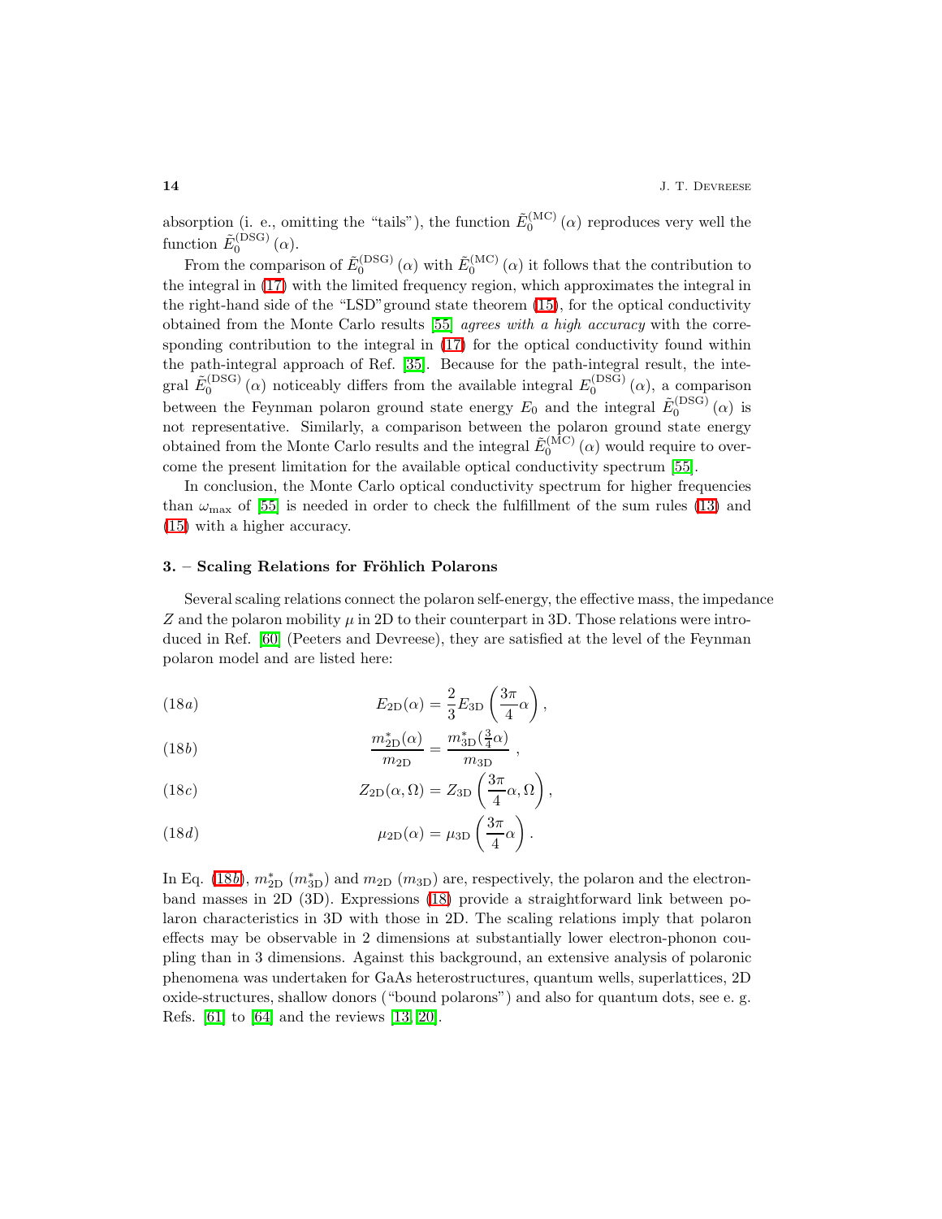absorption (i. e., omitting the "tails"), the function $\tilde{E}_0^{(\mathrm{MC})}(\alpha)$ reproduces very well the function $\tilde{E}_0^{(\mathrm{DSG})}(\alpha)$.

From the comparison of $\tilde{E}_0^{(\mathrm{DSG})}(\alpha)$ with $\tilde{E}_0^{(\mathrm{MC})}(\alpha)$ it follows that the contribution to the integral in (17) with the limited frequency region, which approximates the integral in the right-hand side of the "LSD" ground state theorem (15), for the optical conductivity obtained from the Monte Carlo results [55] *agrees with a high accuracy* with the corresponding contribution to the integral in (17) for the optical conductivity found within the path-integral approach of Ref. [35]. Because for the path-integral result, the integral $\tilde{E}_0^{(\mathrm{DSG})}(\alpha)$ noticeably differs from the available integral $E_0^{(\mathrm{DSG})}(\alpha)$, a comparison between the Feynman polaron ground state energy $E_0$ and the integral $\tilde{E}_0^{(\mathrm{DSG})}(\alpha)$ is not representative. Similarly, a comparison between the polaron ground state energy obtained from the Monte Carlo results and the integral $\tilde{E}_0^{(\mathrm{MC})}(\alpha)$ would require to overcome the present limitation for the available optical conductivity spectrum [55].

In conclusion, the Monte Carlo optical conductivity spectrum for higher frequencies than $\omega_{\max}$ of [55] is needed in order to check the fulfillment of the sum rules (13) and (15) with a higher accuracy.

## 3. – Scaling Relations for Fröhlich Polarons

Several scaling relations connect the polaron self-energy, the effective mass, the impedance $Z$ and the polaron mobility $\mu$ in 2D to their counterpart in 3D. Those relations were introduced in Ref. [60] (Peeters and Devreese), they are satisfied at the level of the Feynman polaron model and are listed here:

$$E_{\mathrm{2D}}(\alpha) = \frac{2}{3} E_{\mathrm{3D}}\left(\frac{3\pi}{4}\alpha\right), \tag{18a}$$

$$\frac{m^*_{\mathrm{2D}}(\alpha)}{m_{\mathrm{2D}}} = \frac{m^*_{\mathrm{3D}}(\frac{3}{4}\alpha)}{m_{\mathrm{3D}}}, \tag{18b}$$

$$Z_{\mathrm{2D}}(\alpha, \Omega) = Z_{\mathrm{3D}}\left(\frac{3\pi}{4}\alpha, \Omega\right), \tag{18c}$$

$$\mu_{\mathrm{2D}}(\alpha) = \mu_{\mathrm{3D}}\left(\frac{3\pi}{4}\alpha\right). \tag{18d}$$

In Eq. (18*b*), $m^*_{\mathrm{2D}}$ ($m^*_{\mathrm{3D}}$) and $m_{\mathrm{2D}}$ ($m_{\mathrm{3D}}$) are, respectively, the polaron and the electron-band masses in 2D (3D). Expressions (18) provide a straightforward link between polaron characteristics in 3D with those in 2D. The scaling relations imply that polaron effects may be observable in 2 dimensions at substantially lower electron-phonon coupling than in 3 dimensions. Against this background, an extensive analysis of polaronic phenomena was undertaken for GaAs heterostructures, quantum wells, superlattices, 2D oxide-structures, shallow donors ("bound polarons") and also for quantum dots, see e. g. Refs. [61] to [64] and the reviews [13, 20].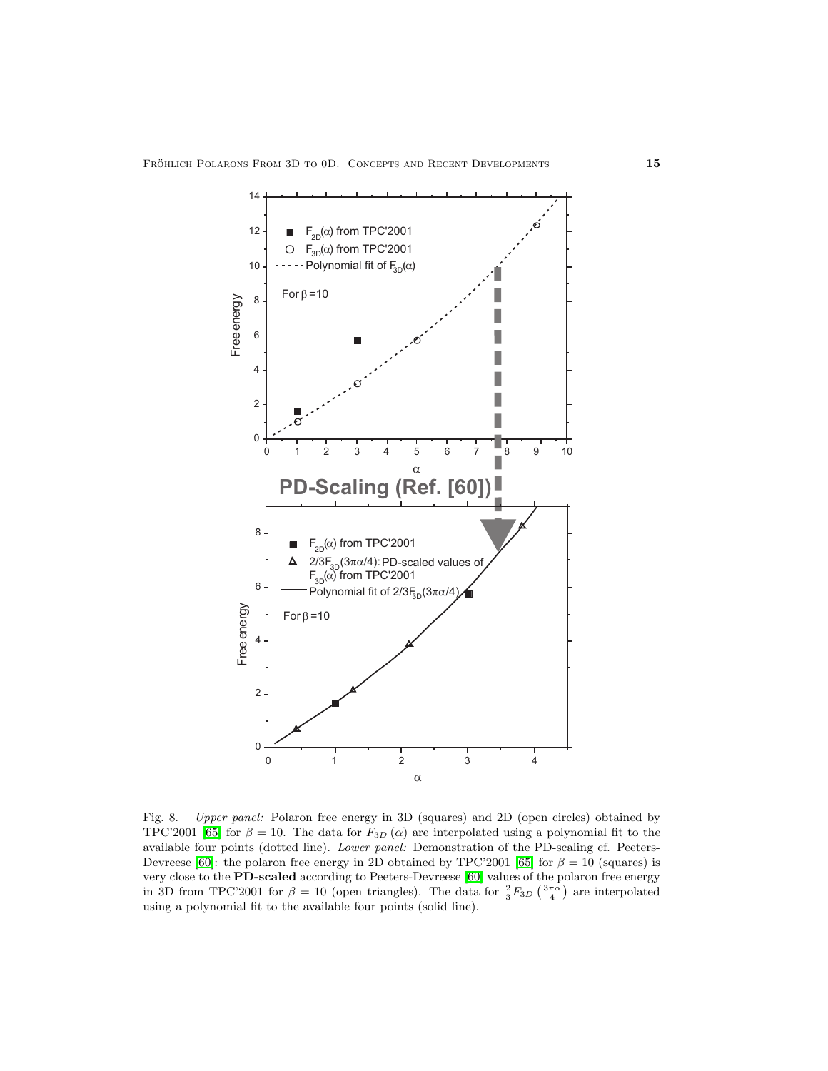Fig. 8. – *Upper panel:* Polaron free energy in 3D (squares) and 2D (open circles) obtained by TPC'2001 [65] for $\beta = 10$. The data for $F_{3D}(\alpha)$ are interpolated using a polynomial fit to the available four points (dotted line). *Lower panel:* Demonstration of the PD-scaling cf. Peeters-Devreese [60]: the polaron free energy in 2D obtained by TPC'2001 [65] for $\beta = 10$ (squares) is very close to the **PD-scaled** according to Peeters-Devreese [60] values of the polaron free energy in 3D from TPC'2001 for $\beta = 10$ (open triangles). The data for $\frac{2}{3}F_{3D}\left(\frac{3\pi\alpha}{4}\right)$ are interpolated using a polynomial fit to the available four points (solid line).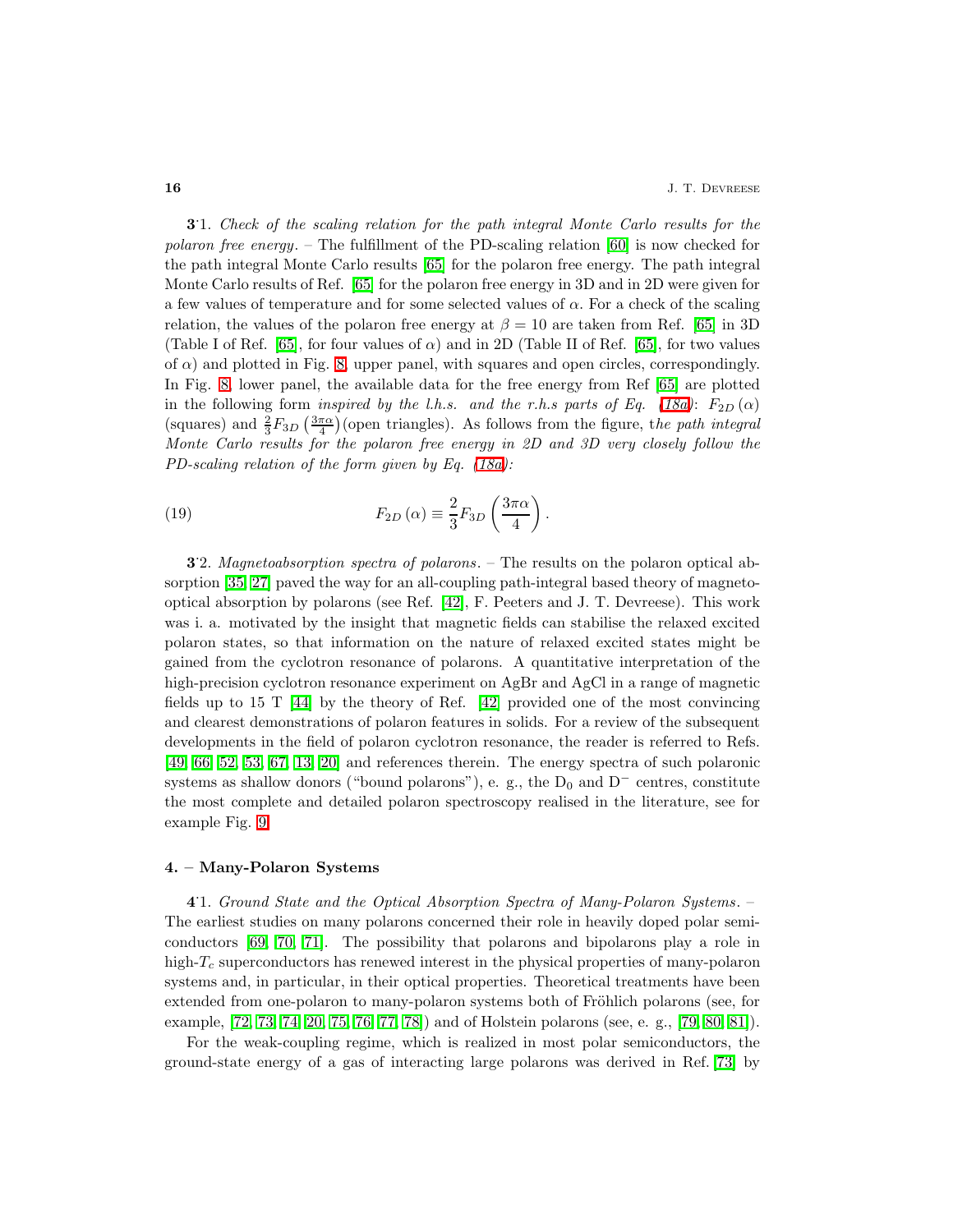**3·1.** *Check of the scaling relation for the path integral Monte Carlo results for the polaron free energy.* – The fulfillment of the PD-scaling relation [60] is now checked for the path integral Monte Carlo results [65] for the polaron free energy. The path integral Monte Carlo results of Ref. [65] for the polaron free energy in 3D and in 2D were given for a few values of temperature and for some selected values of $\alpha$. For a check of the scaling relation, the values of the polaron free energy at $\beta = 10$ are taken from Ref. [65] in 3D (Table I of Ref. [65], for four values of $\alpha$) and in 2D (Table II of Ref. [65], for two values of $\alpha$) and plotted in Fig. 8, upper panel, with squares and open circles, correspondingly. In Fig. 8, lower panel, the available data for the free energy from Ref [65] are plotted in the following form *inspired by the l.h.s. and the r.h.s parts of Eq. (18a)*: $F_{2D}(\alpha)$ (squares) and $\frac{2}{3}F_{3D}\left(\frac{3\pi\alpha}{4}\right)$ (open triangles). As follows from the figure, t*he path integral Monte Carlo results for the polaron free energy in 2D and 3D very closely follow the PD-scaling relation of the form given by Eq. (18a):*

$$F_{2D}(\alpha) \equiv \frac{2}{3}F_{3D}\left(\frac{3\pi\alpha}{4}\right). \tag{19}$$

**3·2.** *Magnetoabsorption spectra of polarons.* – The results on the polaron optical absorption [35, 27] paved the way for an all-coupling path-integral based theory of magneto-optical absorption by polarons (see Ref. [42], F. Peeters and J. T. Devreese). This work was i. a. motivated by the insight that magnetic fields can stabilise the relaxed excited polaron states, so that information on the nature of relaxed excited states might be gained from the cyclotron resonance of polarons. A quantitative interpretation of the high-precision cyclotron resonance experiment on AgBr and AgCl in a range of magnetic fields up to 15 T [44] by the theory of Ref. [42] provided one of the most convincing and clearest demonstrations of polaron features in solids. For a review of the subsequent developments in the field of polaron cyclotron resonance, the reader is referred to Refs. [49, 66, 52, 53, 67, 13, 20] and references therein. The energy spectra of such polaronic systems as shallow donors ("bound polarons"), e. g., the $D_0$ and $D^-$ centres, constitute the most complete and detailed polaron spectroscopy realised in the literature, see for example Fig. 9.

## 4. – Many-Polaron Systems

**4·1.** *Ground State and the Optical Absorption Spectra of Many-Polaron Systems.* – The earliest studies on many polarons concerned their role in heavily doped polar semiconductors [69, 70, 71]. The possibility that polarons and bipolarons play a role in high-$T_c$ superconductors has renewed interest in the physical properties of many-polaron systems and, in particular, in their optical properties. Theoretical treatments have been extended from one-polaron to many-polaron systems both of Fröhlich polarons (see, for example, [72, 73, 74, 20, 75, 76, 77, 78]) and of Holstein polarons (see, e. g., [79, 80, 81]).

For the weak-coupling regime, which is realized in most polar semiconductors, the ground-state energy of a gas of interacting large polarons was derived in Ref. [73] by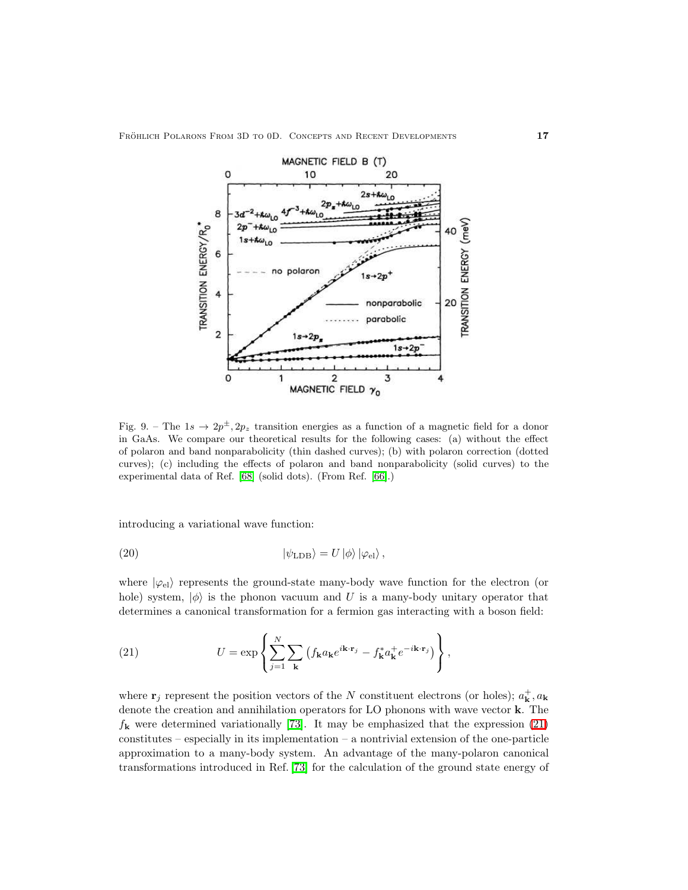Fig. 9. – The $1s \to 2p^{\pm}, 2p_z$ transition energies as a function of a magnetic field for a donor in GaAs. We compare our theoretical results for the following cases: (a) without the effect of polaron and band nonparabolicity (thin dashed curves); (b) with polaron correction (dotted curves); (c) including the effects of polaron and band nonparabolicity (solid curves) to the experimental data of Ref. [68] (solid dots). (From Ref. [66].)

introducing a variational wave function:

$$|\psi_{\mathrm{LDB}}\rangle = U\,|\phi\rangle\,|\varphi_{\mathrm{el}}\rangle\,, \tag{20}$$

where $|\varphi_{\mathrm{el}}\rangle$ represents the ground-state many-body wave function for the electron (or hole) system, $|\phi\rangle$ is the phonon vacuum and $U$ is a many-body unitary operator that determines a canonical transformation for a fermion gas interacting with a boson field:

$$U = \exp\left\{\sum_{j=1}^{N}\sum_{\mathbf{k}}\left(f_{\mathbf{k}}a_{\mathbf{k}}e^{i\mathbf{k}\cdot\mathbf{r}_j} - f^*_{\mathbf{k}}a^+_{\mathbf{k}}e^{-i\mathbf{k}\cdot\mathbf{r}_j}\right)\right\}, \tag{21}$$

where $\mathbf{r}_j$ represent the position vectors of the $N$ constituent electrons (or holes); $a^+_{\mathbf{k}}, a_{\mathbf{k}}$ denote the creation and annihilation operators for LO phonons with wave vector $\mathbf{k}$. The $f_{\mathbf{k}}$ were determined variationally [73]. It may be emphasized that the expression (21) constitutes – especially in its implementation – a nontrivial extension of the one-particle approximation to a many-body system. An advantage of the many-polaron canonical transformations introduced in Ref. [73] for the calculation of the ground state energy of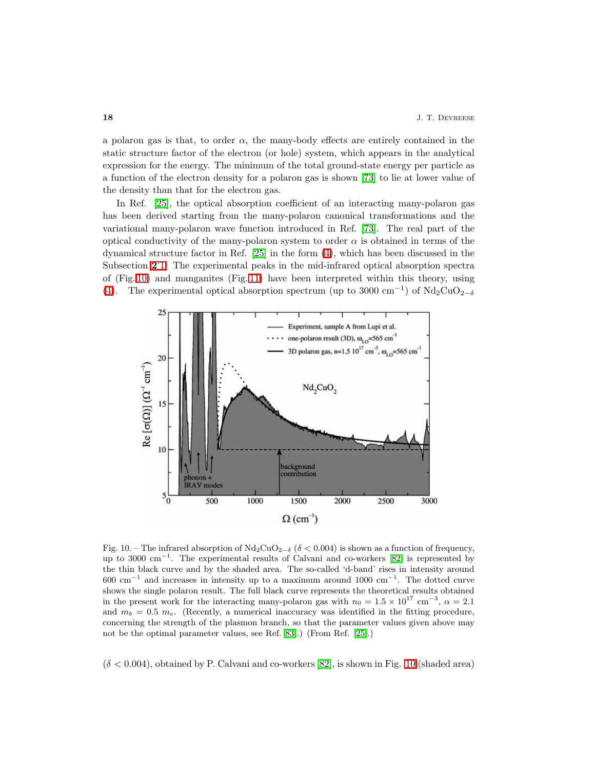a polaron gas is that, to order $\alpha$, the many-body effects are entirely contained in the static structure factor of the electron (or hole) system, which appears in the analytical expression for the energy. The minimum of the total ground-state energy per particle as a function of the electron density for a polaron gas is shown [73] to lie at lower value of the density than that for the electron gas.

In Ref. [25], the optical absorption coefficient of an interacting many-polaron gas has been derived starting from the many-polaron canonical transformations and the variational many-polaron wave function introduced in Ref. [73]. The real part of the optical conductivity of the many-polaron system to order $\alpha$ is obtained in terms of the dynamical structure factor in Ref. [25] in the form (4), which has been discussed in the Subsection **2**.1. The experimental peaks in the mid-infrared optical absorption spectra of (Fig. 10) and manganites (Fig. 11) have been interpreted within this theory, using (4). The experimental optical absorption spectrum (up to 3000 $\mathrm{cm}^{-1}$) of $Nd_2CuO_{2-\delta}$

Fig. 10. – The infrared absorption of $Nd_2CuO_{2-\delta}$ ($\delta < 0.004$) is shown as a function of frequency, up to 3000 $\mathrm{cm}^{-1}$. The experimental results of Calvani and co-workers [82] is represented by the thin black curve and by the shaded area. The so-called 'd-band' rises in intensity around 600 $\mathrm{cm}^{-1}$ and increases in intensity up to a maximum around 1000 $\mathrm{cm}^{-1}$. The dotted curve shows the single polaron result. The full black curve represents the theoretical results obtained in the present work for the interacting many-polaron gas with $n_0 = 1.5 \times 10^{17}$ $\mathrm{cm}^{-3}$, $\alpha = 2.1$ and $m_b = 0.5\ m_e$. (Recently, a numerical inaccuracy was identified in the fitting procedure, concerning the strength of the plasmon branch, so that the parameter values given above may not be the optimal parameter values, see Ref. [83].) (From Ref. [25].)

($\delta < 0.004$), obtained by P. Calvani and co-workers [82], is shown in Fig. 10 (shaded area)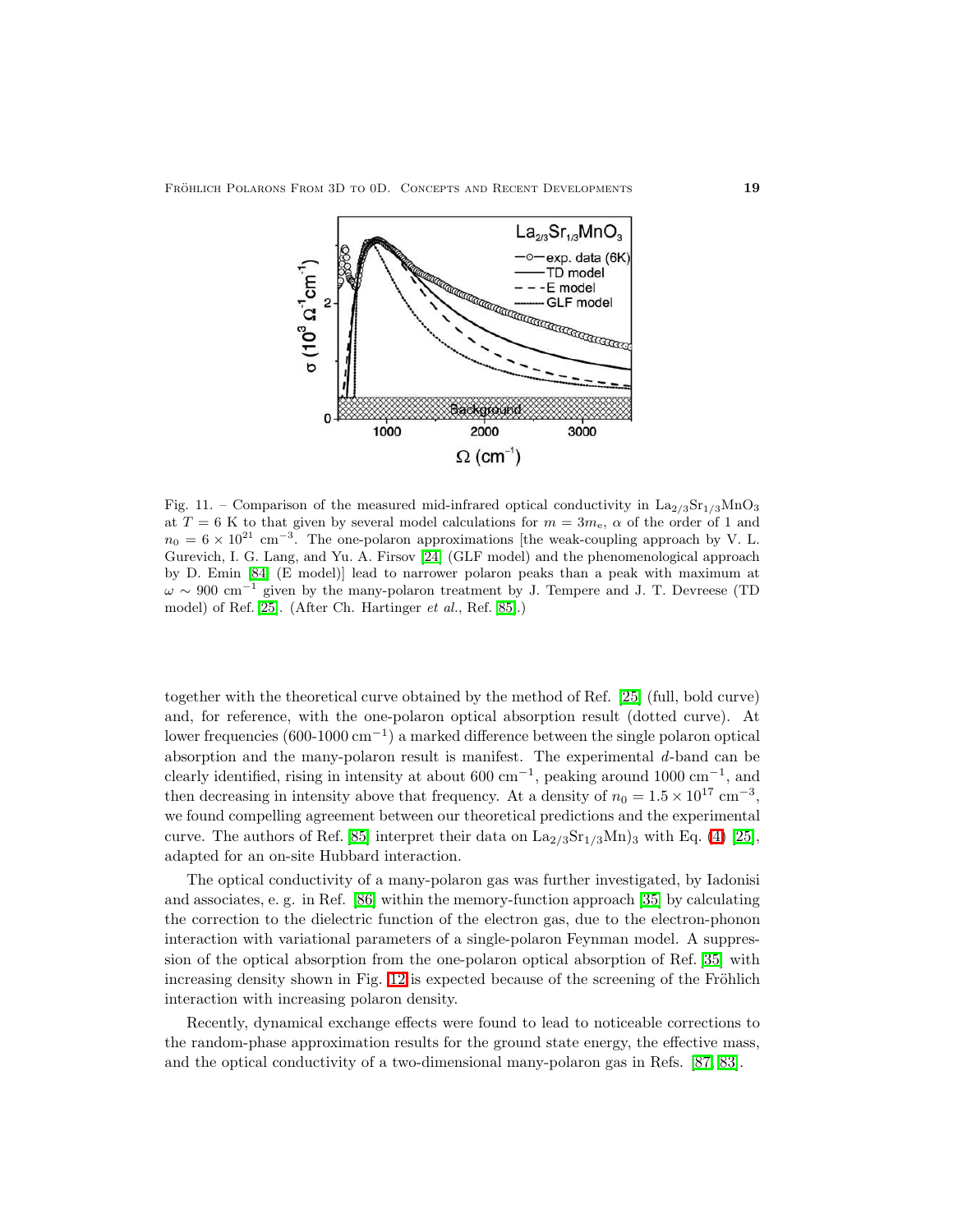Fig. 11. – Comparison of the measured mid-infrared optical conductivity in $La_{2/3}Sr_{1/3}MnO_3$ at $T = 6$ K to that given by several model calculations for $m = 3m_e$, $\alpha$ of the order of 1 and $n_0 = 6 \times 10^{21}$ cm$^{-3}$. The one-polaron approximations [the weak-coupling approach by V. L. Gurevich, I. G. Lang, and Yu. A. Firsov [24] (GLF model) and the phenomenological approach by D. Emin [84] (E model)] lead to narrower polaron peaks than a peak with maximum at $\omega \sim 900$ cm$^{-1}$ given by the many-polaron treatment by J. Tempere and J. T. Devreese (TD model) of Ref. [25]. (After Ch. Hartinger *et al.*, Ref. [85].)

together with the theoretical curve obtained by the method of Ref. [25] (full, bold curve) and, for reference, with the one-polaron optical absorption result (dotted curve). At lower frequencies (600-1000 cm$^{-1}$) a marked difference between the single polaron optical absorption and the many-polaron result is manifest. The experimental $d$-band can be clearly identified, rising in intensity at about 600 cm$^{-1}$, peaking around 1000 cm$^{-1}$, and then decreasing in intensity above that frequency. At a density of $n_0 = 1.5 \times 10^{17}$ cm$^{-3}$, we found compelling agreement between our theoretical predictions and the experimental curve. The authors of Ref. [85] interpret their data on $La_{2/3}Sr_{1/3}Mn)_3$ with Eq. (4) [25], adapted for an on-site Hubbard interaction.

The optical conductivity of a many-polaron gas was further investigated, by Iadonisi and associates, e. g. in Ref. [86] within the memory-function approach [35] by calculating the correction to the dielectric function of the electron gas, due to the electron-phonon interaction with variational parameters of a single-polaron Feynman model. A suppression of the optical absorption from the one-polaron optical absorption of Ref. [35] with increasing density shown in Fig. 12 is expected because of the screening of the Fröhlich interaction with increasing polaron density.

Recently, dynamical exchange effects were found to lead to noticeable corrections to the random-phase approximation results for the ground state energy, the effective mass, and the optical conductivity of a two-dimensional many-polaron gas in Refs. [87, 83].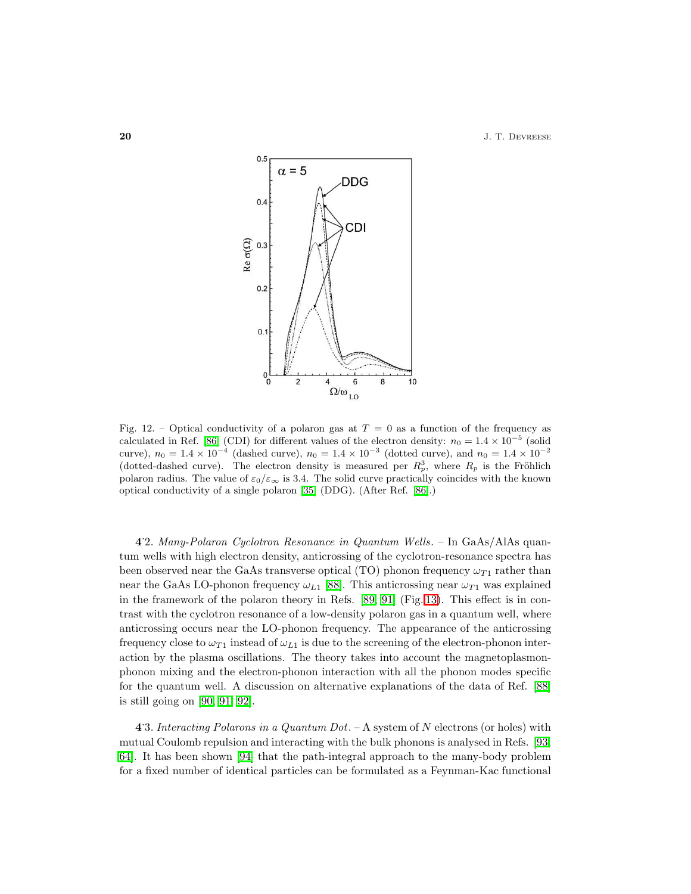Fig. 12. – Optical conductivity of a polaron gas at $T = 0$ as a function of the frequency as calculated in Ref. [86] (CDI) for different values of the electron density: $n_0 = 1.4 \times 10^{-5}$ (solid curve), $n_0 = 1.4 \times 10^{-4}$ (dashed curve), $n_0 = 1.4 \times 10^{-3}$ (dotted curve), and $n_0 = 1.4 \times 10^{-2}$ (dotted-dashed curve). The electron density is measured per $R_p^3$, where $R_p$ is the Fröhlich polaron radius. The value of $\varepsilon_0/\varepsilon_\infty$ is 3.4. The solid curve practically coincides with the known optical conductivity of a single polaron [35] (DDG). (After Ref. [86].)

**4**$\cdot$**2**. *Many-Polaron Cyclotron Resonance in Quantum Wells.* – In GaAs/AlAs quantum wells with high electron density, anticrossing of the cyclotron-resonance spectra has been observed near the GaAs transverse optical (TO) phonon frequency $\omega_{T1}$ rather than near the GaAs LO-phonon frequency $\omega_{L1}$ [88]. This anticrossing near $\omega_{T1}$ was explained in the framework of the polaron theory in Refs. [89, 91] (Fig. 13). This effect is in contrast with the cyclotron resonance of a low-density polaron gas in a quantum well, where anticrossing occurs near the LO-phonon frequency. The appearance of the anticrossing frequency close to $\omega_{T1}$ instead of $\omega_{L1}$ is due to the screening of the electron-phonon interaction by the plasma oscillations. The theory takes into account the magnetoplasmon-phonon mixing and the electron-phonon interaction with all the phonon modes specific for the quantum well. A discussion on alternative explanations of the data of Ref. [88] is still going on [90, 91, 92].

**4**$\cdot$**3**. *Interacting Polarons in a Quantum Dot.* – A system of $N$ electrons (or holes) with mutual Coulomb repulsion and interacting with the bulk phonons is analysed in Refs. [93, 64]. It has been shown [94] that the path-integral approach to the many-body problem for a fixed number of identical particles can be formulated as a Feynman-Kac functional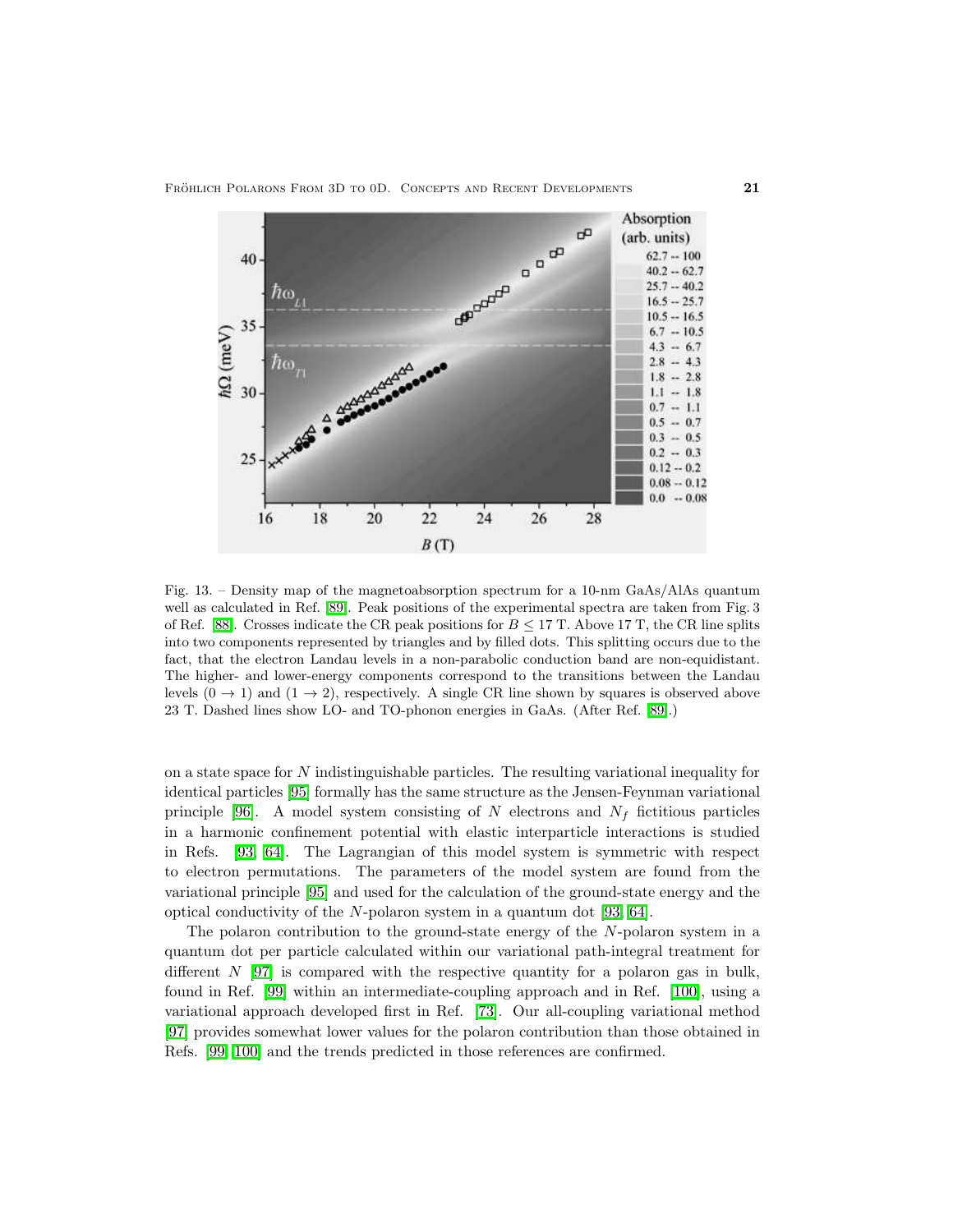Fig. 13. – Density map of the magnetoabsorption spectrum for a 10-nm GaAs/AlAs quantum well as calculated in Ref. [89]. Peak positions of the experimental spectra are taken from Fig. 3 of Ref. [88]. Crosses indicate the CR peak positions for $B \leq 17$ T. Above 17 T, the CR line splits into two components represented by triangles and by filled dots. This splitting occurs due to the fact, that the electron Landau levels in a non-parabolic conduction band are non-equidistant. The higher- and lower-energy components correspond to the transitions between the Landau levels $(0 \rightarrow 1)$ and $(1 \rightarrow 2)$, respectively. A single CR line shown by squares is observed above 23 T. Dashed lines show LO- and TO-phonon energies in GaAs. (After Ref. [89].)

on a state space for $N$ indistinguishable particles. The resulting variational inequality for identical particles [95] formally has the same structure as the Jensen-Feynman variational principle [96]. A model system consisting of $N$ electrons and $N_f$ fictitious particles in a harmonic confinement potential with elastic interparticle interactions is studied in Refs. [93, 64]. The Lagrangian of this model system is symmetric with respect to electron permutations. The parameters of the model system are found from the variational principle [95] and used for the calculation of the ground-state energy and the optical conductivity of the $N$-polaron system in a quantum dot [93, 64].

The polaron contribution to the ground-state energy of the $N$-polaron system in a quantum dot per particle calculated within our variational path-integral treatment for different $N$ [97] is compared with the respective quantity for a polaron gas in bulk, found in Ref. [99] within an intermediate-coupling approach and in Ref. [100], using a variational approach developed first in Ref. [73]. Our all-coupling variational method [97] provides somewhat lower values for the polaron contribution than those obtained in Refs. [99, 100] and the trends predicted in those references are confirmed.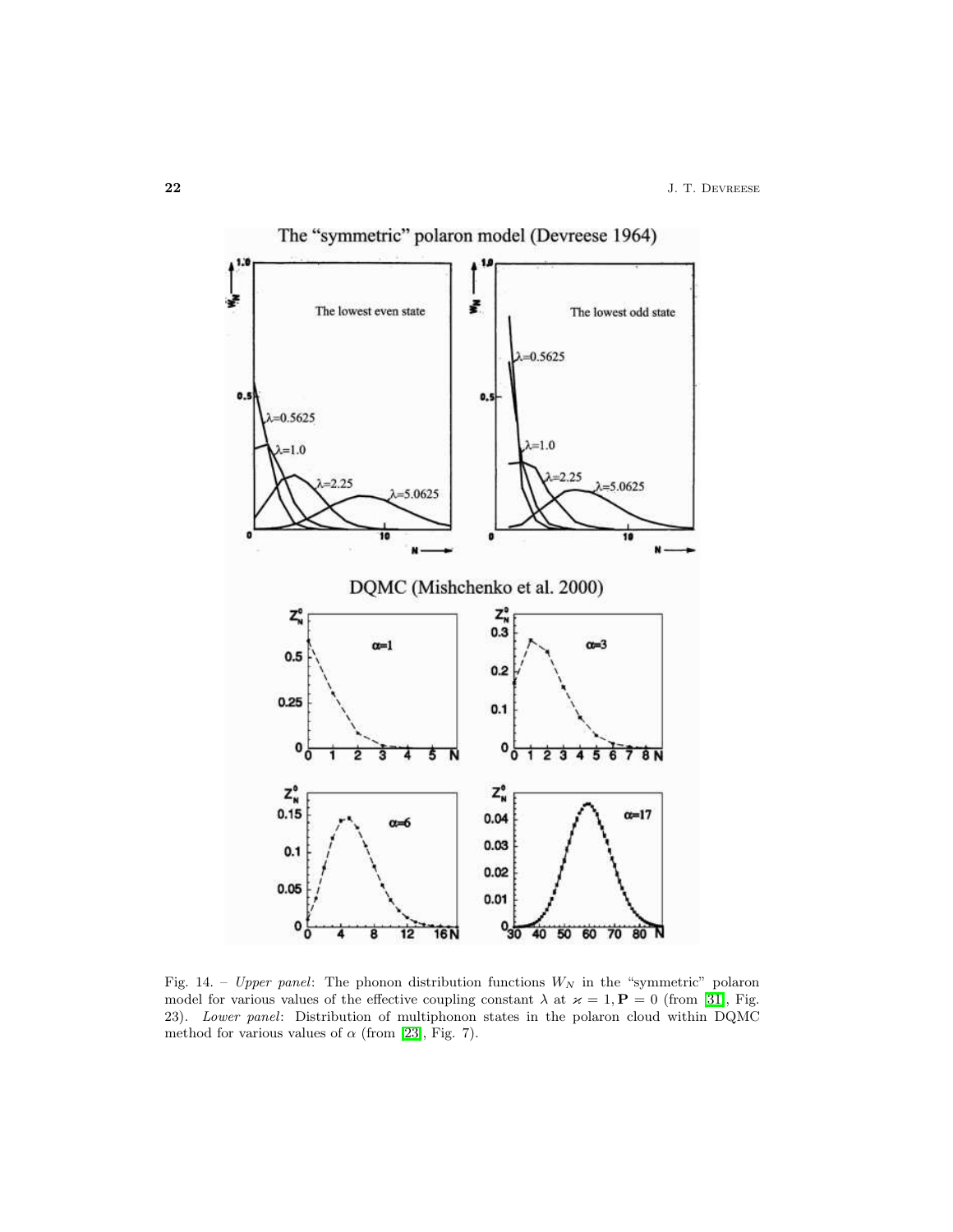Fig. 14. – *Upper panel*: The phonon distribution functions $W_N$ in the "symmetric" polaron model for various values of the effective coupling constant $\lambda$ at $\varkappa = 1, \mathbf{P} = 0$ (from [31], Fig. 23). *Lower panel*: Distribution of multiphonon states in the polaron cloud within DQMC method for various values of $\alpha$ (from [23], Fig. 7).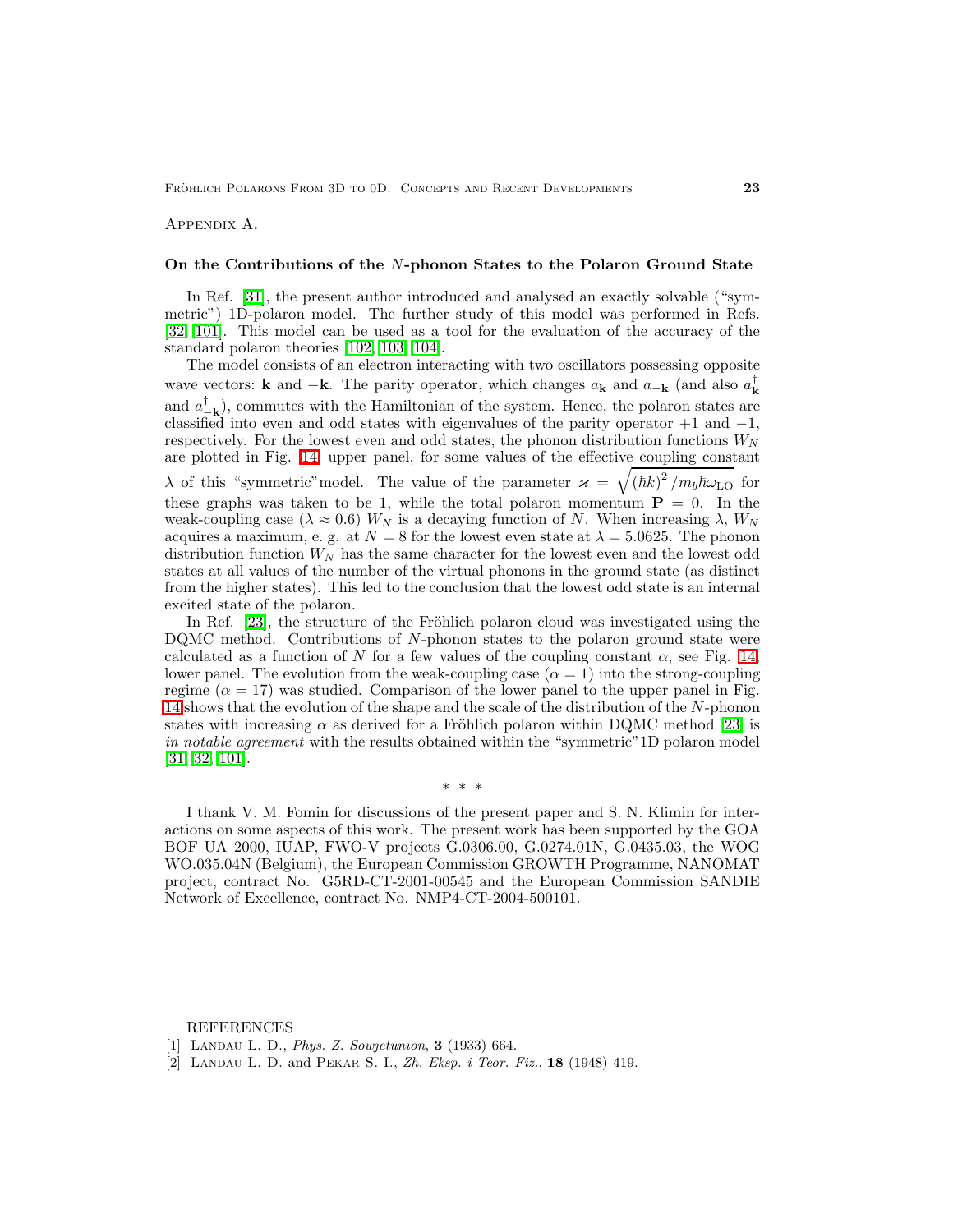Appendix A.

### On the Contributions of the $N$-phonon States to the Polaron Ground State

In Ref. [31], the present author introduced and analysed an exactly solvable ("symmetric") 1D-polaron model. The further study of this model was performed in Refs. [32, 101]. This model can be used as a tool for the evaluation of the accuracy of the standard polaron theories [102, 103, 104].

The model consists of an electron interacting with two oscillators possessing opposite wave vectors: $\mathbf{k}$ and $-\mathbf{k}$. The parity operator, which changes $a_{\mathbf{k}}$ and $a_{-\mathbf{k}}$ (and also $a_{\mathbf{k}}^{\dagger}$ and $a_{-\mathbf{k}}^{\dagger}$), commutes with the Hamiltonian of the system. Hence, the polaron states are classified into even and odd states with eigenvalues of the parity operator $+1$ and $-1$, respectively. For the lowest even and odd states, the phonon distribution functions $W_N$ are plotted in Fig. 14, upper panel, for some values of the effective coupling constant $\lambda$ of this "symmetric" model. The value of the parameter $\varkappa = \sqrt{(\hbar k)^2 / m_b \hbar\omega_{\mathrm{LO}}}$ for these graphs was taken to be 1, while the total polaron momentum $\mathbf{P} = 0$. In the weak-coupling case ($\lambda \approx 0.6$) $W_N$ is a decaying function of $N$. When increasing $\lambda$, $W_N$ acquires a maximum, e. g. at $N = 8$ for the lowest even state at $\lambda = 5.0625$. The phonon distribution function $W_N$ has the same character for the lowest even and the lowest odd states at all values of the number of the virtual phonons in the ground state (as distinct from the higher states). This led to the conclusion that the lowest odd state is an internal excited state of the polaron.

In Ref. [23], the structure of the Fröhlich polaron cloud was investigated using the DQMC method. Contributions of $N$-phonon states to the polaron ground state were calculated as a function of $N$ for a few values of the coupling constant $\alpha$, see Fig. 14, lower panel. The evolution from the weak-coupling case ($\alpha = 1$) into the strong-coupling regime ($\alpha = 17$) was studied. Comparison of the lower panel to the upper panel in Fig. 14 shows that the evolution of the shape and the scale of the distribution of the $N$-phonon states with increasing $\alpha$ as derived for a Fröhlich polaron within DQMC method [23] is *in notable agreement* with the results obtained within the "symmetric" 1D polaron model [31, 32, 101].

\* \* \*

I thank V. M. Fomin for discussions of the present paper and S. N. Klimin for interactions on some aspects of this work. The present work has been supported by the GOA BOF UA 2000, IUAP, FWO-V projects G.0306.00, G.0274.01N, G.0435.03, the WOG WO.035.04N (Belgium), the European Commission GROWTH Programme, NANOMAT project, contract No. G5RD-CT-2001-00545 and the European Commission SANDIE Network of Excellence, contract No. NMP4-CT-2004-500101.

REFERENCES

[1] Landau L. D., *Phys. Z. Sowjetunion*, **3** (1933) 664.

[2] Landau L. D. and Pekar S. I., *Zh. Eksp. i Teor. Fiz.*, **18** (1948) 419.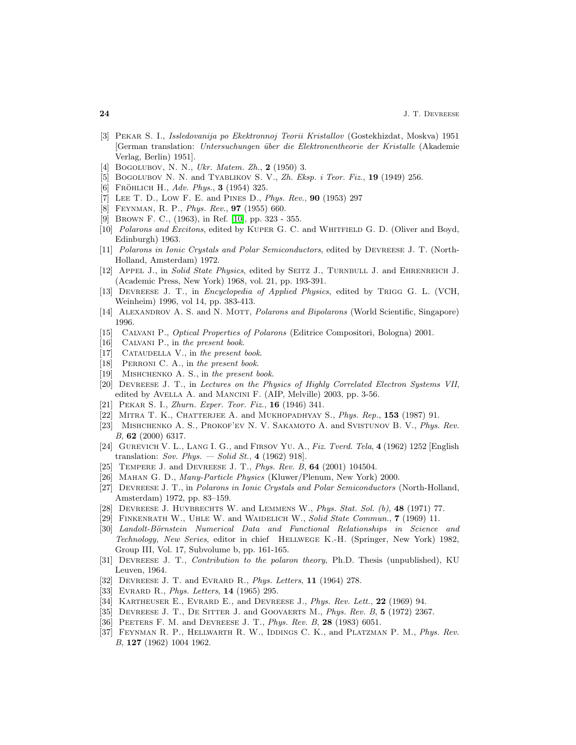[3] Pekar S. I., *Issledovanija po Ekektronnoj Teorii Kristallov* (Gostekhizdat, Moskva) 1951 [German translation: *Untersuchungen über die Elektronentheorie der Kristalle* (Akademie Verlag, Berlin) 1951].

[4] Bogolubov, N. N., *Ukr. Matem. Zh.*, **2** (1950) 3.

[5] Bogolubov N. N. and Tyablikov S. V., *Zh. Eksp. i Teor. Fiz.*, **19** (1949) 256.

[6] Fröhlich H., *Adv. Phys.*, **3** (1954) 325.

[7] Lee T. D., Low F. E. and Pines D., *Phys. Rev.*, **90** (1953) 297

[8] Feynman, R. P., *Phys. Rev.*, **97** (1955) 660.

[9] Brown F. C., (1963), in Ref. [10], pp. 323 - 355.

[10] *Polarons and Excitons*, edited by Kuper G. C. and Whitfield G. D. (Oliver and Boyd, Edinburgh) 1963.

[11] *Polarons in Ionic Crystals and Polar Semiconductors*, edited by Devreese J. T. (North-Holland, Amsterdam) 1972.

[12] Appel J., in *Solid State Physics*, edited by Seitz J., Turnbull J. and Ehrenreich J. (Academic Press, New York) 1968, vol. 21, pp. 193-391.

[13] Devreese J. T., in *Encyclopedia of Applied Physics*, edited by Trigg G. L. (VCH, Weinheim) 1996, vol 14, pp. 383-413.

[14] Alexandrov A. S. and N. Mott, *Polarons and Bipolarons* (World Scientific, Singapore) 1996.

[15] Calvani P., *Optical Properties of Polarons* (Editrice Compositori, Bologna) 2001.

[16] Calvani P., in *the present book*.

[17] Cataudella V., in *the present book*.

[18] Perroni C. A., in *the present book*.

[19] Mishchenko A. S., in *the present book*.

[20] Devreese J. T., in *Lectures on the Physics of Highly Correlated Electron Systems VII*, edited by Avella A. and Mancini F. (AIP, Melville) 2003, pp. 3-56.

[21] Pekar S. I., *Zhurn. Exper. Teor. Fiz.*, **16** (1946) 341.

[22] Mitra T. K., Chatterjee A. and Mukhopadhyay S., *Phys. Rep.*, **153** (1987) 91.

[23] Mishchenko A. S., Prokof'ev N. V. Sakamoto A. and Svistunov B. V., *Phys. Rev. B*, **62** (2000) 6317.

[24] Gurevich V. L., Lang I. G., and Firsov Yu. A., *Fiz. Tverd. Tela*, **4** (1962) 1252 [English translation: *Sov. Phys. — Solid St.*, **4** (1962) 918].

[25] Tempere J. and Devreese J. T., *Phys. Rev. B*, **64** (2001) 104504.

[26] Mahan G. D., *Many-Particle Physics* (Kluwer/Plenum, New York) 2000.

[27] Devreese J. T., in *Polarons in Ionic Crystals and Polar Semiconductors* (North-Holland, Amsterdam) 1972, pp. 83–159.

[28] Devreese J. Huybrechts W. and Lemmens W., *Phys. Stat. Sol. (b)*, **48** (1971) 77.

[29] Finkenrath W., Uhle W. and Waidelich W., *Solid State Commun.*, **7** (1969) 11.

[30] *Landolt-Börnstein Numerical Data and Functional Relationships in Science and Technology, New Series*, editor in chief Hellwege K.-H. (Springer, New York) 1982, Group III, Vol. 17, Subvolume b, pp. 161-165.

[31] Devreese J. T., *Contribution to the polaron theory*, Ph.D. Thesis (unpublished), KU Leuven, 1964.

[32] Devreese J. T. and Evrard R., *Phys. Letters*, **11** (1964) 278.

[33] Evrard R., *Phys. Letters*, **14** (1965) 295.

[34] Kartheuser E., Evrard E., and Devreese J., *Phys. Rev. Lett.*, **22** (1969) 94.

[35] Devreese J. T., De Sitter J. and Goovaerts M., *Phys. Rev. B*, **5** (1972) 2367.

[36] Peeters F. M. and Devreese J. T., *Phys. Rev. B*, **28** (1983) 6051.

[37] Feynman R. P., Hellwarth R. W., Iddings C. K., and Platzman P. M., *Phys. Rev. B*, **127** (1962) 1004 1962.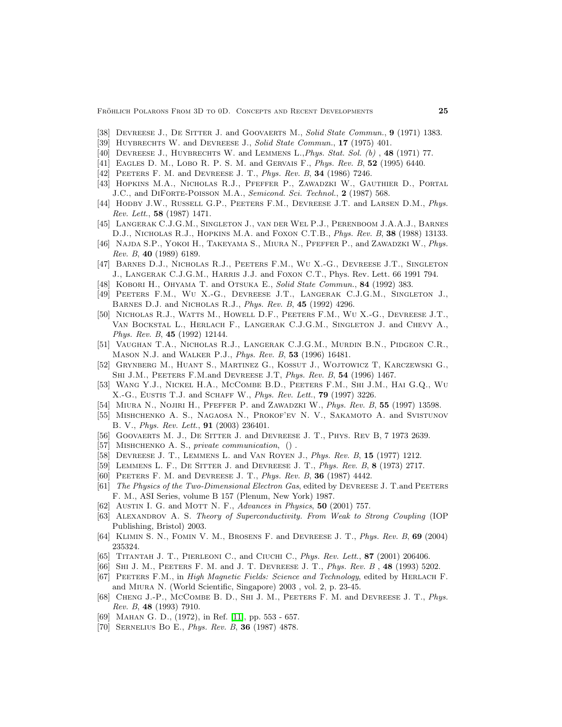[38] Devreese J., De Sitter J. and Goovaerts M., *Solid State Commun.*, **9** (1971) 1383.

[39] Huybrechts W. and Devreese J., *Solid State Commun.*, **17** (1975) 401.

[40] Devreese J., Huybrechts W. and Lemmens L.,*Phys. Stat. Sol. (b)* , **48** (1971) 77.

[41] Eagles D. M., Lobo R. P. S. M. and Gervais F., *Phys. Rev. B*, **52** (1995) 6440.

[42] Peeters F. M. and Devreese J. T., *Phys. Rev. B*, **34** (1986) 7246.

[43] Hopkins M.A., Nicholas R.J., Pfeffer P., Zawadzki W., Gauthier D., Portal J.C., and DiForte-Poisson M.A., *Semicond. Sci. Technol.*, **2** (1987) 568.

[44] Hodby J.W., Russell G.P., Peeters F.M., Devreese J.T. and Larsen D.M., *Phys. Rev. Lett.*, **58** (1987) 1471.

[45] Langerak C.J.G.M., Singleton J., van der Wel P.J., Perenboom J.A.A.J., Barnes D.J., Nicholas R.J., Hopkins M.A. and Foxon C.T.B., *Phys. Rev. B*, **38** (1988) 13133.

[46] Najda S.P., Yokoi H., Takeyama S., Miura N., Pfeffer P., and Zawadzki W., *Phys. Rev. B*, **40** (1989) 6189.

[47] Barnes D.J., Nicholas R.J., Peeters F.M., Wu X.-G., Devreese J.T., Singleton J., Langerak C.J.G.M., Harris J.J. and Foxon C.T., Phys. Rev. Lett. 66 1991 794.

[48] Kobori H., Ohyama T. and Otsuka E., *Solid State Commun.*, **84** (1992) 383.

[49] Peeters F.M., Wu X.-G., Devreese J.T., Langerak C.J.G.M., Singleton J., Barnes D.J. and Nicholas R.J., *Phys. Rev. B*, **45** (1992) 4296.

[50] Nicholas R.J., Watts M., Howell D.F., Peeters F.M., Wu X.-G., Devreese J.T., Van Bockstal L., Herlach F., Langerak C.J.G.M., Singleton J. and Chevy A., *Phys. Rev. B*, **45** (1992) 12144.

[51] Vaughan T.A., Nicholas R.J., Langerak C.J.G.M., Murdin B.N., Pidgeon C.R., Mason N.J. and Walker P.J., *Phys. Rev. B*, **53** (1996) 16481.

[52] Grynberg M., Huant S., Martinez G., Kossut J., Wojtowicz T, Karczewski G., Shi J.M., Peeters F.M.and Devreese J.T, *Phys. Rev. B*, **54** (1996) 1467.

[53] Wang Y.J., Nickel H.A., McCombe B.D., Peeters F.M., Shi J.M., Hai G.Q., Wu X.-G., Eustis T.J. and Schaff W., *Phys. Rev. Lett.*, **79** (1997) 3226.

[54] Miura N., Nojiri H., Pfeffer P. and Zawadzki W., *Phys. Rev. B*, **55** (1997) 13598.

[55] Mishchenko A. S., Nagaosa N., Prokof'ev N. V., Sakamoto A. and Svistunov B. V., *Phys. Rev. Lett.*, **91** (2003) 236401.

[56] Goovaerts M. J., De Sitter J. and Devreese J. T., Phys. Rev B, 7 1973 2639.

[57] Mishchenko A. S., *private communication*, () .

[58] Devreese J. T., Lemmens L. and Van Royen J., *Phys. Rev. B*, **15** (1977) 1212.

[59] Lemmens L. F., De Sitter J. and Devreese J. T., *Phys. Rev. B*, **8** (1973) 2717.

[60] Peeters F. M. and Devreese J. T., *Phys. Rev. B*, **36** (1987) 4442.

[61] *The Physics of the Two-Dimensional Electron Gas*, edited by Devreese J. T.and Peeters F. M., ASI Series, volume B 157 (Plenum, New York) 1987.

[62] Austin I. G. and Mott N. F., *Advances in Physics*, **50** (2001) 757.

[63] Alexandrov A. S. *Theory of Superconductivity. From Weak to Strong Coupling* (IOP Publishing, Bristol) 2003.

[64] Klimin S. N., Fomin V. M., Brosens F. and Devreese J. T., *Phys. Rev. B*, **69** (2004) 235324.

[65] Titantah J. T., Pierleoni C., and Ciuchi C., *Phys. Rev. Lett.*, **87** (2001) 206406.

[66] Shi J. M., Peeters F. M. and J. T. Devreese J. T., *Phys. Rev. B* , **48** (1993) 5202.

[67] Peeters F.M., in *High Magnetic Fields: Science and Technology*, edited by Herlach F. and Miura N. (World Scientific, Singapore) 2003 , vol. 2, p. 23-45.

[68] Cheng J.-P., McCombe B. D., Shi J. M., Peeters F. M. and Devreese J. T., *Phys. Rev. B*, **48** (1993) 7910.

[69] Mahan G. D., (1972), in Ref. [11], pp. 553 - 657.

[70] Sernelius Bo E., *Phys. Rev. B*, **36** (1987) 4878.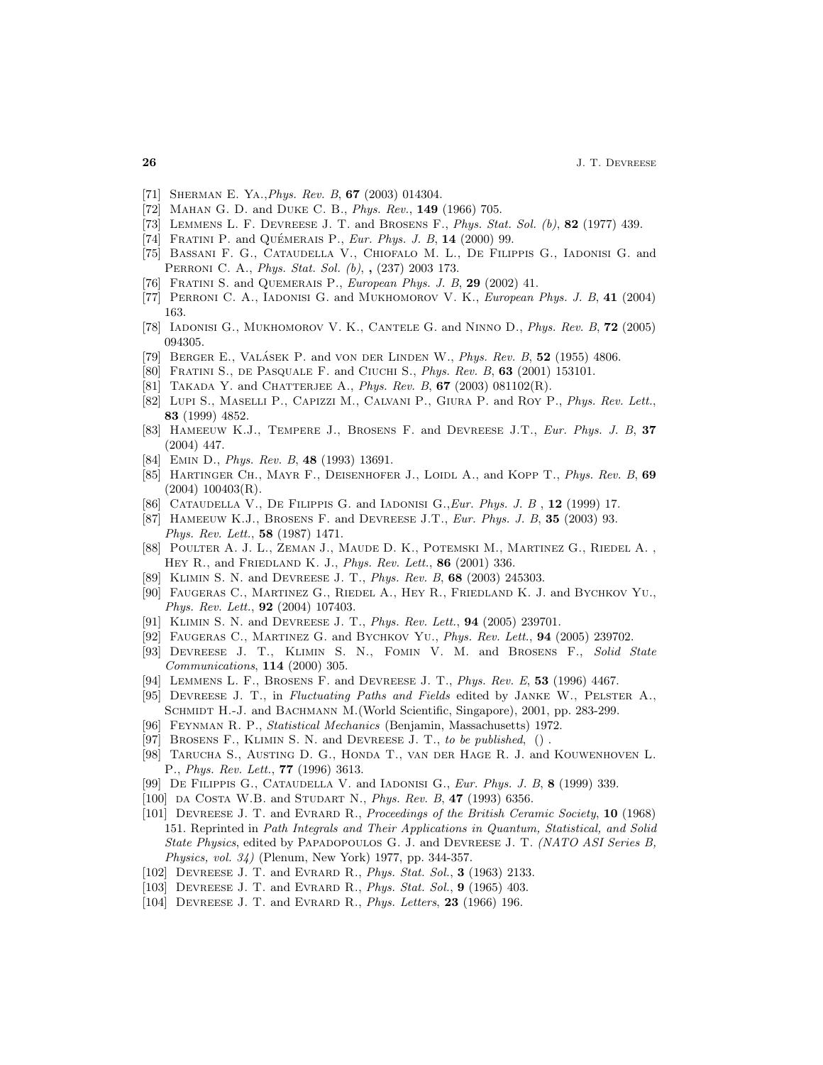[71] Sherman E. Ya.,*Phys. Rev. B*, **67** (2003) 014304.

[72] Mahan G. D. and Duke C. B., *Phys. Rev.*, **149** (1966) 705.

[73] Lemmens L. F. Devreese J. T. and Brosens F., *Phys. Stat. Sol. (b)*, **82** (1977) 439.

[74] Fratini P. and Quémerais P., *Eur. Phys. J. B*, **14** (2000) 99.

[75] Bassani F. G., Cataudella V., Chiofalo M. L., De Filippis G., Iadonisi G. and Perroni C. A., *Phys. Stat. Sol. (b)*, **,** (237) 2003 173.

[76] Fratini S. and Quemerais P., *European Phys. J. B*, **29** (2002) 41.

[77] Perroni C. A., Iadonisi G. and Mukhomorov V. K., *European Phys. J. B*, **41** (2004) 163.

[78] Iadonisi G., Mukhomorov V. K., Cantele G. and Ninno D., *Phys. Rev. B*, **72** (2005) 094305.

[79] Berger E., Valásek P. and von der Linden W., *Phys. Rev. B*, **52** (1955) 4806.

[80] Fratini S., de Pasquale F. and Ciuchi S., *Phys. Rev. B*, **63** (2001) 153101.

[81] Takada Y. and Chatterjee A., *Phys. Rev. B*, **67** (2003) 081102(R).

[82] Lupi S., Maselli P., Capizzi M., Calvani P., Giura P. and Roy P., *Phys. Rev. Lett.*, **83** (1999) 4852.

[83] Hameeuw K.J., Tempere J., Brosens F. and Devreese J.T., *Eur. Phys. J. B*, **37** (2004) 447.

[84] Emin D., *Phys. Rev. B*, **48** (1993) 13691.

[85] Hartinger Ch., Mayr F., Deisenhofer J., Loidl A., and Kopp T., *Phys. Rev. B*, **69** (2004) 100403(R).

[86] Cataudella V., De Filippis G. and Iadonisi G.,*Eur. Phys. J. B* , **12** (1999) 17.

[87] Hameeuw K.J., Brosens F. and Devreese J.T., *Eur. Phys. J. B*, **35** (2003) 93. *Phys. Rev. Lett.*, **58** (1987) 1471.

[88] Poulter A. J. L., Zeman J., Maude D. K., Potemski M., Martinez G., Riedel A. , Hey R., and Friedland K. J., *Phys. Rev. Lett.*, **86** (2001) 336.

[89] Klimin S. N. and Devreese J. T., *Phys. Rev. B*, **68** (2003) 245303.

[90] Faugeras C., Martinez G., Riedel A., Hey R., Friedland K. J. and Bychkov Yu., *Phys. Rev. Lett.*, **92** (2004) 107403.

[91] Klimin S. N. and Devreese J. T., *Phys. Rev. Lett.*, **94** (2005) 239701.

[92] Faugeras C., Martinez G. and Bychkov Yu., *Phys. Rev. Lett.*, **94** (2005) 239702.

[93] Devreese J. T., Klimin S. N., Fomin V. M. and Brosens F., *Solid State Communications*, **114** (2000) 305.

[94] Lemmens L. F., Brosens F. and Devreese J. T., *Phys. Rev. E*, **53** (1996) 4467.

[95] Devreese J. T., in *Fluctuating Paths and Fields* edited by Janke W., Pelster A., Schmidt H.-J. and Bachmann M.(World Scientific, Singapore), 2001, pp. 283-299.

[96] Feynman R. P., *Statistical Mechanics* (Benjamin, Massachusetts) 1972.

[97] Brosens F., Klimin S. N. and Devreese J. T., *to be published*, () .

[98] Tarucha S., Austing D. G., Honda T., van der Hage R. J. and Kouwenhoven L. P., *Phys. Rev. Lett.*, **77** (1996) 3613.

[99] De Filippis G., Cataudella V. and Iadonisi G., *Eur. Phys. J. B*, **8** (1999) 339.

[100] da Costa W.B. and Studart N., *Phys. Rev. B*, **47** (1993) 6356.

[101] Devreese J. T. and Evrard R., *Proceedings of the British Ceramic Society*, **10** (1968) 151. Reprinted in *Path Integrals and Their Applications in Quantum, Statistical, and Solid State Physics*, edited by Papadopoulos G. J. and Devreese J. T. *(NATO ASI Series B, Physics, vol. 34)* (Plenum, New York) 1977, pp. 344-357.

[102] Devreese J. T. and Evrard R., *Phys. Stat. Sol.*, **3** (1963) 2133.

[103] Devreese J. T. and Evrard R., *Phys. Stat. Sol.*, **9** (1965) 403.

[104] Devreese J. T. and Evrard R., *Phys. Letters*, **23** (1966) 196.